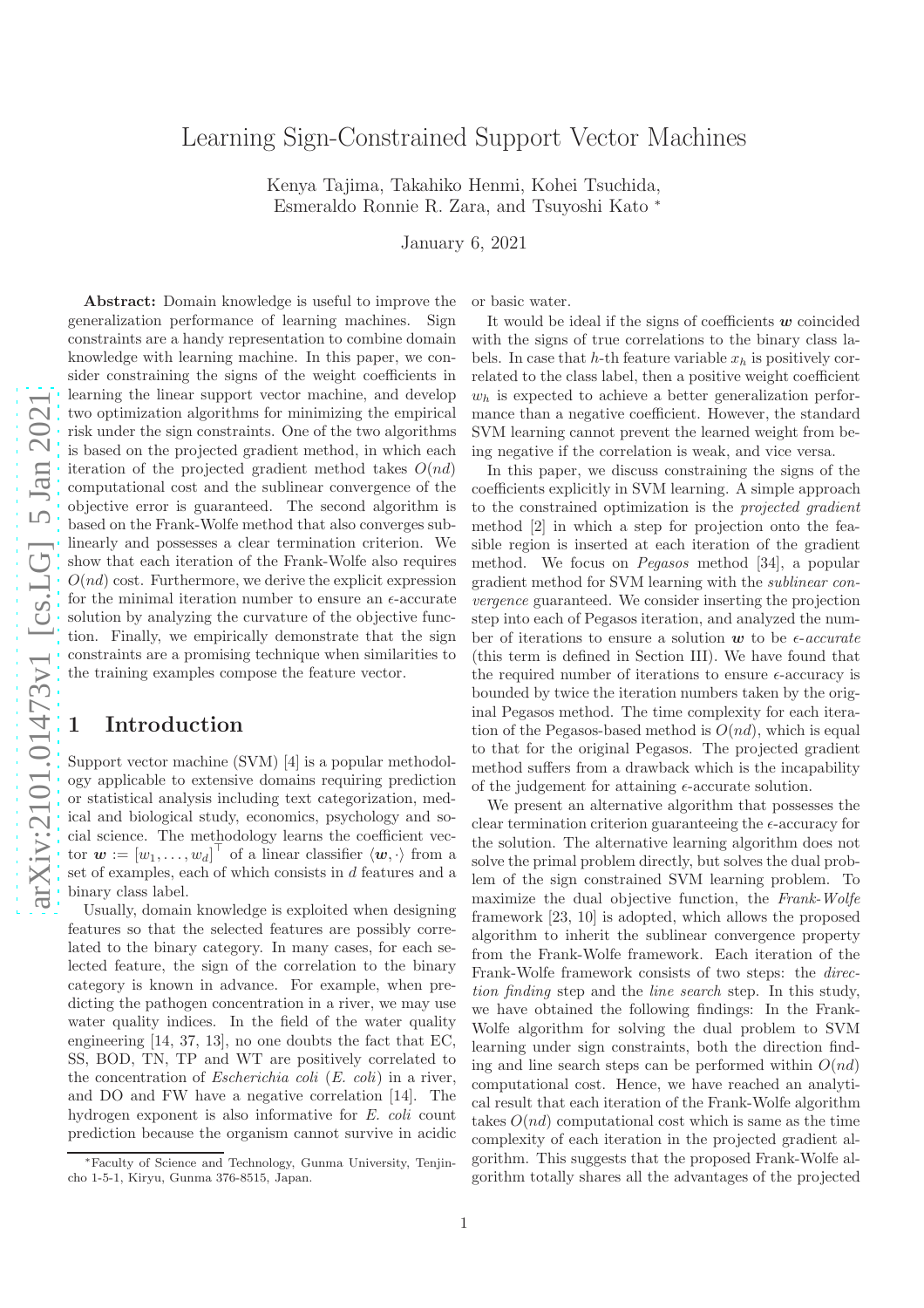# Learning Sign-Constrained Support Vector Machines

Kenya Tajima, Takahiko Henmi, Kohei Tsuchida, Esmeraldo Ronnie R. Zara, and Tsuyoshi Kato [*]

January 6, 2021

**Abstract:** Domain knowledge is useful to improve the generalization performance of learning machines. Sign constraints are a handy representation to combine domain knowledge with learning machine. In this paper, we consider constraining the signs of the weight coefficients in learning the linear support vector machine, and develop two optimization algorithms for minimizing the empirical risk under the sign constraints. One of the two algorithms is based on the projected gradient method, in which each iteration of the projected gradient method takes $O(nd)$ computational cost and the sublinear convergence of the objective error is guaranteed. The second algorithm is based on the Frank-Wolfe method that also converges sublinearly and possesses a clear termination criterion. We show that each iteration of the Frank-Wolfe also requires $O(nd)$ cost. Furthermore, we derive the explicit expression for the minimal iteration number to ensure an $\epsilon$-accurate solution by analyzing the curvature of the objective function. Finally, we empirically demonstrate that the sign constraints are a promising technique when similarities to the training examples compose the feature vector.

## 1 Introduction

Support vector machine (SVM) [4] is a popular methodology applicable to extensive domains requiring prediction or statistical analysis including text categorization, medical and biological study, economics, psychology and social science. The methodology learns the coefficient vector $\boldsymbol{w} := [w_1, \ldots, w_d]^\top$ of a linear classifier $\langle \boldsymbol{w}, \cdot \rangle$ from a set of examples, each of which consists in $d$ features and a binary class label.

Usually, domain knowledge is exploited when designing features so that the selected features are possibly correlated to the binary category. In many cases, for each selected feature, the sign of the correlation to the binary category is known in advance. For example, when predicting the pathogen concentration in a river, we may use water quality indices. In the field of the water quality engineering [14, 37, 13], no one doubts the fact that EC, SS, BOD, TN, TP and WT are positively correlated to the concentration of *Escherichia coli* (*E. coli*) in a river, and DO and FW have a negative correlation [14]. The hydrogen exponent is also informative for *E. coli* count prediction because the organism cannot survive in acidic or basic water.

It would be ideal if the signs of coefficients $\boldsymbol{w}$ coincided with the signs of true correlations to the binary class labels. In case that $h$-th feature variable $x_h$ is positively correlated to the class label, then a positive weight coefficient $w_h$ is expected to achieve a better generalization performance than a negative coefficient. However, the standard SVM learning cannot prevent the learned weight from being negative if the correlation is weak, and vice versa.

In this paper, we discuss constraining the signs of the coefficients explicitly in SVM learning. A simple approach to the constrained optimization is the *projected gradient* method [2] in which a step for projection onto the feasible region is inserted at each iteration of the gradient method. We focus on *Pegasos* method [34], a popular gradient method for SVM learning with the *sublinear convergence* guaranteed. We consider inserting the projection step into each of Pegasos iteration, and analyzed the number of iterations to ensure a solution $\boldsymbol{w}$ to be $\epsilon$-*accurate* (this term is defined in Section III). We have found that the required number of iterations to ensure $\epsilon$-accuracy is bounded by twice the iteration numbers taken by the original Pegasos method. The time complexity for each iteration of the Pegasos-based method is $O(nd)$, which is equal to that for the original Pegasos. The projected gradient method suffers from a drawback which is the incapability of the judgement for attaining $\epsilon$-accurate solution.

We present an alternative algorithm that possesses the clear termination criterion guaranteeing the $\epsilon$-accuracy for the solution. The alternative learning algorithm does not solve the primal problem directly, but solves the dual problem of the sign constrained SVM learning problem. To maximize the dual objective function, the *Frank-Wolfe* framework [23, 10] is adopted, which allows the proposed algorithm to inherit the sublinear convergence property from the Frank-Wolfe framework. Each iteration of the Frank-Wolfe framework consists of two steps: the *direction finding* step and the *line search* step. In this study, we have obtained the following findings: In the Frank-Wolfe algorithm for solving the dual problem to SVM learning under sign constraints, both the direction finding and line search steps can be performed within $O(nd)$ computational cost. Hence, we have reached an analytical result that each iteration of the Frank-Wolfe algorithm takes $O(nd)$ computational cost which is same as the time complexity of each iteration in the projected gradient algorithm. This suggests that the proposed Frank-Wolfe algorithm totally shares all the advantages of the projected

[*] Faculty of Science and Technology, Gunma University, Tenjincho 1-5-1, Kiryu, Gunma 376-8515, Japan.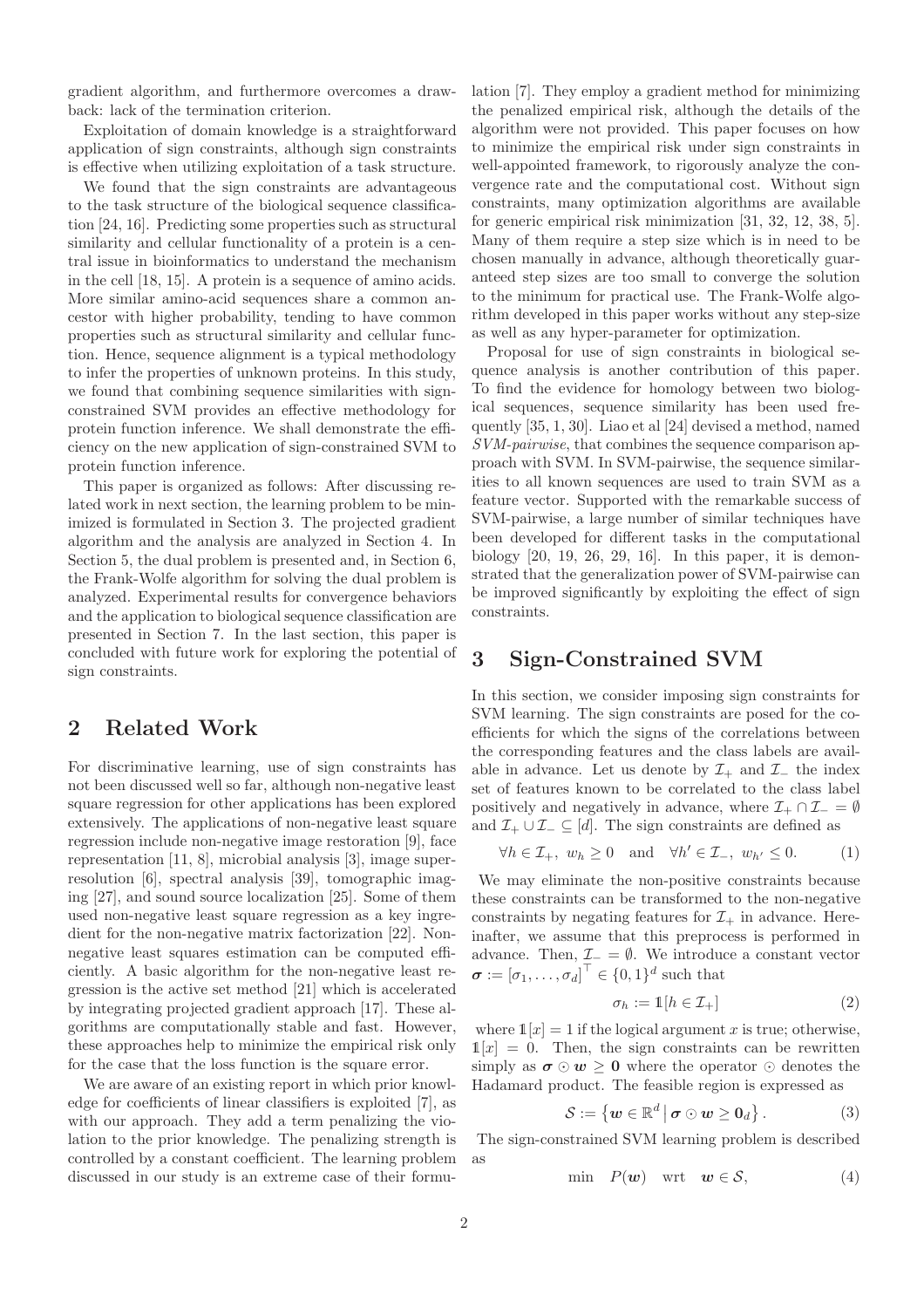gradient algorithm, and furthermore overcomes a drawback: lack of the termination criterion.

Exploitation of domain knowledge is a straightforward application of sign constraints, although sign constraints is effective when utilizing exploitation of a task structure.

We found that the sign constraints are advantageous to the task structure of the biological sequence classification [24, 16]. Predicting some properties such as structural similarity and cellular functionality of a protein is a central issue in bioinformatics to understand the mechanism in the cell [18, 15]. A protein is a sequence of amino acids. More similar amino-acid sequences share a common ancestor with higher probability, tending to have common properties such as structural similarity and cellular function. Hence, sequence alignment is a typical methodology to infer the properties of unknown proteins. In this study, we found that combining sequence similarities with sign-constrained SVM provides an effective methodology for protein function inference. We shall demonstrate the efficiency on the new application of sign-constrained SVM to protein function inference.

This paper is organized as follows: After discussing related work in next section, the learning problem to be minimized is formulated in Section 3. The projected gradient algorithm and the analysis are analyzed in Section 4. In Section 5, the dual problem is presented and, in Section 6, the Frank-Wolfe algorithm for solving the dual problem is analyzed. Experimental results for convergence behaviors and the application to biological sequence classification are presented in Section 7. In the last section, this paper is concluded with future work for exploring the potential of sign constraints.

## 2 Related Work

For discriminative learning, use of sign constraints has not been discussed well so far, although non-negative least square regression for other applications has been explored extensively. The applications of non-negative least square regression include non-negative image restoration [9], face representation [11, 8], microbial analysis [3], image super-resolution [6], spectral analysis [39], tomographic imaging [27], and sound source localization [25]. Some of them used non-negative least square regression as a key ingredient for the non-negative matrix factorization [22]. Non-negative least squares estimation can be computed efficiently. A basic algorithm for the non-negative least regression is the active set method [21] which is accelerated by integrating projected gradient approach [17]. These algorithms are computationally stable and fast. However, these approaches help to minimize the empirical risk only for the case that the loss function is the square error.

We are aware of an existing report in which prior knowledge for coefficients of linear classifiers is exploited [7], as with our approach. They add a term penalizing the violation to the prior knowledge. The penalizing strength is controlled by a constant coefficient. The learning problem discussed in our study is an extreme case of their formulation [7]. They employ a gradient method for minimizing the penalized empirical risk, although the details of the algorithm were not provided. This paper focuses on how to minimize the empirical risk under sign constraints in well-appointed framework, to rigorously analyze the convergence rate and the computational cost. Without sign constraints, many optimization algorithms are available for generic empirical risk minimization [31, 32, 12, 38, 5]. Many of them require a step size which is in need to be chosen manually in advance, although theoretically guaranteed step sizes are too small to converge the solution to the minimum for practical use. The Frank-Wolfe algorithm developed in this paper works without any step-size as well as any hyper-parameter for optimization.

Proposal for use of sign constraints in biological sequence analysis is another contribution of this paper. To find the evidence for homology between two biological sequences, sequence similarity has been used frequently [35, 1, 30]. Liao et al [24] devised a method, named *SVM-pairwise*, that combines the sequence comparison approach with SVM. In SVM-pairwise, the sequence similarities to all known sequences are used to train SVM as a feature vector. Supported with the remarkable success of SVM-pairwise, a large number of similar techniques have been developed for different tasks in the computational biology [20, 19, 26, 29, 16]. In this paper, it is demonstrated that the generalization power of SVM-pairwise can be improved significantly by exploiting the effect of sign constraints.

## 3 Sign-Constrained SVM

In this section, we consider imposing sign constraints for SVM learning. The sign constraints are posed for the coefficients for which the signs of the correlations between the corresponding features and the class labels are available in advance. Let us denote by $\mathcal{I}_+$ and $\mathcal{I}_-$ the index set of features known to be correlated to the class label positively and negatively in advance, where $\mathcal{I}_+ \cap \mathcal{I}_- = \emptyset$ and $\mathcal{I}_+ \cup \mathcal{I}_- \subseteq [d]$. The sign constraints are defined as

$$\forall h \in \mathcal{I}_+,\ w_h \geq 0 \quad \text{and} \quad \forall h' \in \mathcal{I}_-,\ w_{h'} \leq 0. \tag{1}$$

We may eliminate the non-positive constraints because these constraints can be transformed to the non-negative constraints by negating features for $\mathcal{I}_+$ in advance. Hereinafter, we assume that this preprocess is performed in advance. Then, $\mathcal{I}_- = \emptyset$. We introduce a constant vector $\boldsymbol{\sigma} := [\sigma_1, \dots, \sigma_d]^\top \in \{0,1\}^d$ such that

$$\sigma_h := \mathbb{1}[h \in \mathcal{I}_+] \tag{2}$$

where $\mathbb{1}[x] = 1$ if the logical argument $x$ is true; otherwise, $\mathbb{1}[x] = 0$. Then, the sign constraints can be rewritten simply as $\boldsymbol{\sigma} \odot \boldsymbol{w} \geq \mathbf{0}$ where the operator $\odot$ denotes the Hadamard product. The feasible region is expressed as

$$\mathcal{S} := \left\{ \boldsymbol{w} \in \mathbb{R}^d \,\middle|\, \boldsymbol{\sigma} \odot \boldsymbol{w} \geq \mathbf{0}_d \right\}. \tag{3}$$

The sign-constrained SVM learning problem is described as

$$\min \quad P(\boldsymbol{w}) \quad \text{wrt} \quad \boldsymbol{w} \in \mathcal{S}, \tag{4}$$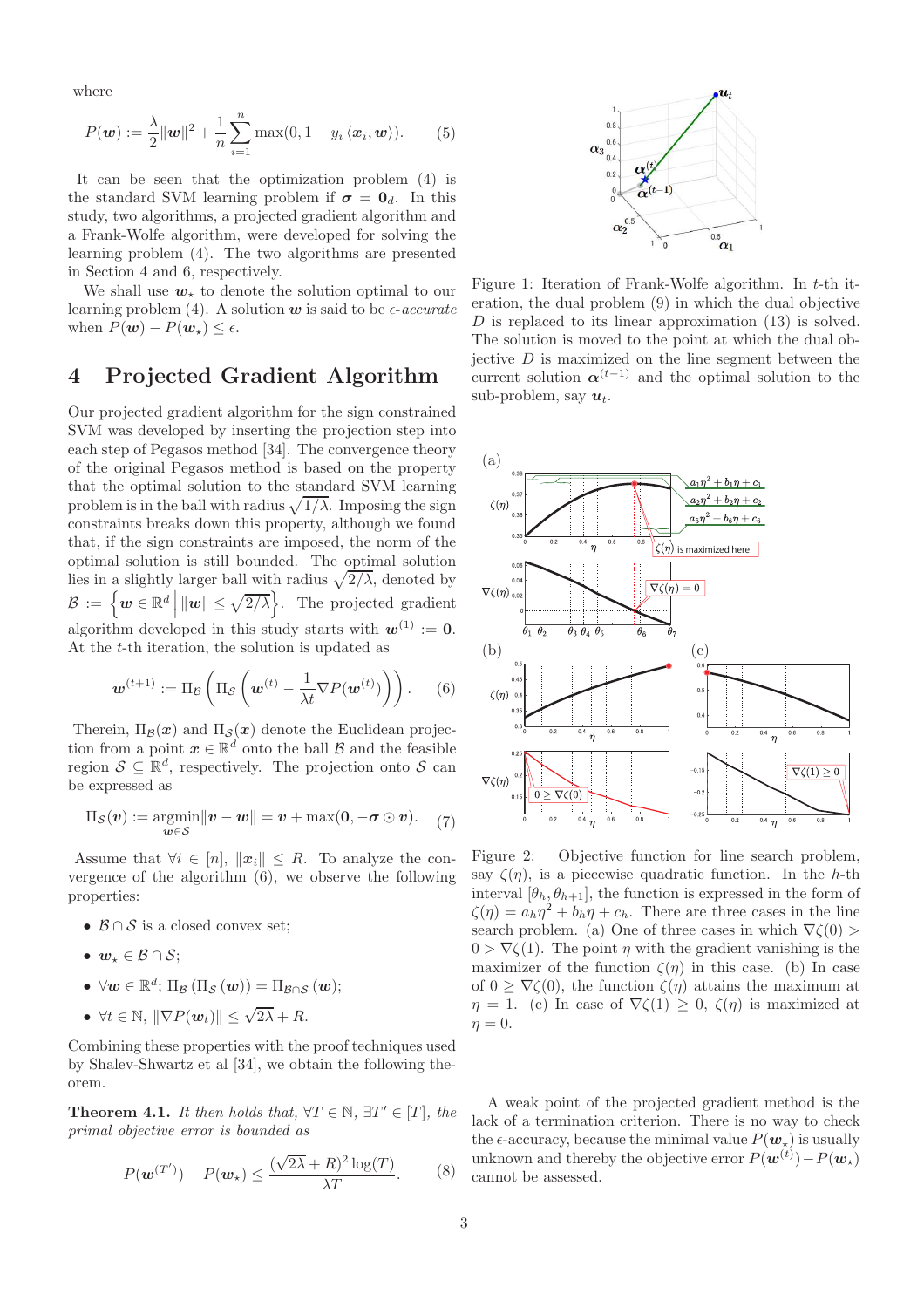where

$$P(\boldsymbol{w}) := \frac{\lambda}{2}\|\boldsymbol{w}\|^2 + \frac{1}{n}\sum_{i=1}^{n} \max(0, 1 - y_i \langle \boldsymbol{x}_i, \boldsymbol{w}\rangle). \quad (5)$$

It can be seen that the optimization problem (4) is the standard SVM learning problem if $\boldsymbol{\sigma} = \boldsymbol{0}_d$. In this study, two algorithms, a projected gradient algorithm and a Frank-Wolfe algorithm, were developed for solving the learning problem (4). The two algorithms are presented in Section 4 and 6, respectively.

We shall use $\boldsymbol{w}_\star$ to denote the solution optimal to our learning problem (4). A solution $\boldsymbol{w}$ is said to be *$\epsilon$-accurate* when $P(\boldsymbol{w}) - P(\boldsymbol{w}_\star) \le \epsilon$.

# 4 Projected Gradient Algorithm

Our projected gradient algorithm for the sign constrained SVM was developed by inserting the projection step into each step of Pegasos method [34]. The convergence theory of the original Pegasos method is based on the property that the optimal solution to the standard SVM learning problem is in the ball with radius $\sqrt{1/\lambda}$. Imposing the sign constraints breaks down this property, although we found that, if the sign constraints are imposed, the norm of the optimal solution is still bounded. The optimal solution lies in a slightly larger ball with radius $\sqrt{2/\lambda}$, denoted by $\mathcal{B} := \left\{ \boldsymbol{w} \in \mathbb{R}^d \,\middle|\, \|\boldsymbol{w}\| \le \sqrt{2/\lambda} \right\}$. The projected gradient algorithm developed in this study starts with $\boldsymbol{w}^{(1)} := \boldsymbol{0}$. At the $t$-th iteration, the solution is updated as

$$\boldsymbol{w}^{(t+1)} := \Pi_{\mathcal{B}}\left(\Pi_{\mathcal{S}}\left(\boldsymbol{w}^{(t)} - \frac{1}{\lambda t}\nabla P(\boldsymbol{w}^{(t)})\right)\right). \quad (6)$$

Therein, $\Pi_{\mathcal{B}}(\boldsymbol{x})$ and $\Pi_{\mathcal{S}}(\boldsymbol{x})$ denote the Euclidean projection from a point $\boldsymbol{x} \in \mathbb{R}^d$ onto the ball $\mathcal{B}$ and the feasible region $\mathcal{S} \subseteq \mathbb{R}^d$, respectively. The projection onto $\mathcal{S}$ can be expressed as

$$\Pi_{\mathcal{S}}(\boldsymbol{v}) := \underset{\boldsymbol{w}\in\mathcal{S}}{\operatorname{argmin}}\|\boldsymbol{v} - \boldsymbol{w}\| = \boldsymbol{v} + \max(\boldsymbol{0}, -\boldsymbol{\sigma} \odot \boldsymbol{v}). \quad (7)$$

Assume that $\forall i \in [n]$, $\|\boldsymbol{x}_i\| \le R$. To analyze the convergence of the algorithm (6), we observe the following properties:

- $\mathcal{B} \cap \mathcal{S}$ is a closed convex set;
- $\boldsymbol{w}_\star \in \mathcal{B} \cap \mathcal{S}$;
- $\forall \boldsymbol{w} \in \mathbb{R}^d$; $\Pi_{\mathcal{B}}\left(\Pi_{\mathcal{S}}(\boldsymbol{w})\right) = \Pi_{\mathcal{B}\cap\mathcal{S}}(\boldsymbol{w})$;
- $\forall t \in \mathbb{N}$, $\|\nabla P(\boldsymbol{w}_t)\| \le \sqrt{2\lambda} + R$.

Combining these properties with the proof techniques used by Shalev-Shwartz et al [34], we obtain the following theorem.

**Theorem 4.1.** *It then holds that, $\forall T \in \mathbb{N}$, $\exists T' \in [T]$, the primal objective error is bounded as*

$$P(\boldsymbol{w}^{(T')}) - P(\boldsymbol{w}_\star) \le \frac{(\sqrt{2\lambda} + R)^2 \log(T)}{\lambda T}. \quad (8)$$

Figure 1: Iteration of Frank-Wolfe algorithm. In $t$-th iteration, the dual problem (9) in which the dual objective $D$ is replaced to its linear approximation (13) is solved. The solution is moved to the point at which the dual objective $D$ is maximized on the line segment between the current solution $\boldsymbol{\alpha}^{(t-1)}$ and the optimal solution to the sub-problem, say $\boldsymbol{u}_t$.

Figure 2: Objective function for line search problem, say $\zeta(\eta)$, is a piecewise quadratic function. In the $h$-th interval $[\theta_h, \theta_{h+1}]$, the function is expressed in the form of $\zeta(\eta) = a_h\eta^2 + b_h\eta + c_h$. There are three cases in the line search problem. (a) One of three cases in which $\nabla\zeta(0) > 0 > \nabla\zeta(1)$. The point $\eta$ with the gradient vanishing is the maximizer of the function $\zeta(\eta)$ in this case. (b) In case of $0 \ge \nabla\zeta(0)$, the function $\zeta(\eta)$ attains the maximum at $\eta = 1$. (c) In case of $\nabla\zeta(1) \ge 0$, $\zeta(\eta)$ is maximized at $\eta = 0$.

A weak point of the projected gradient method is the lack of a termination criterion. There is no way to check the $\epsilon$-accuracy, because the minimal value $P(\boldsymbol{w}_\star)$ is usually unknown and thereby the objective error $P(\boldsymbol{w}^{(t)}) - P(\boldsymbol{w}_\star)$ cannot be assessed.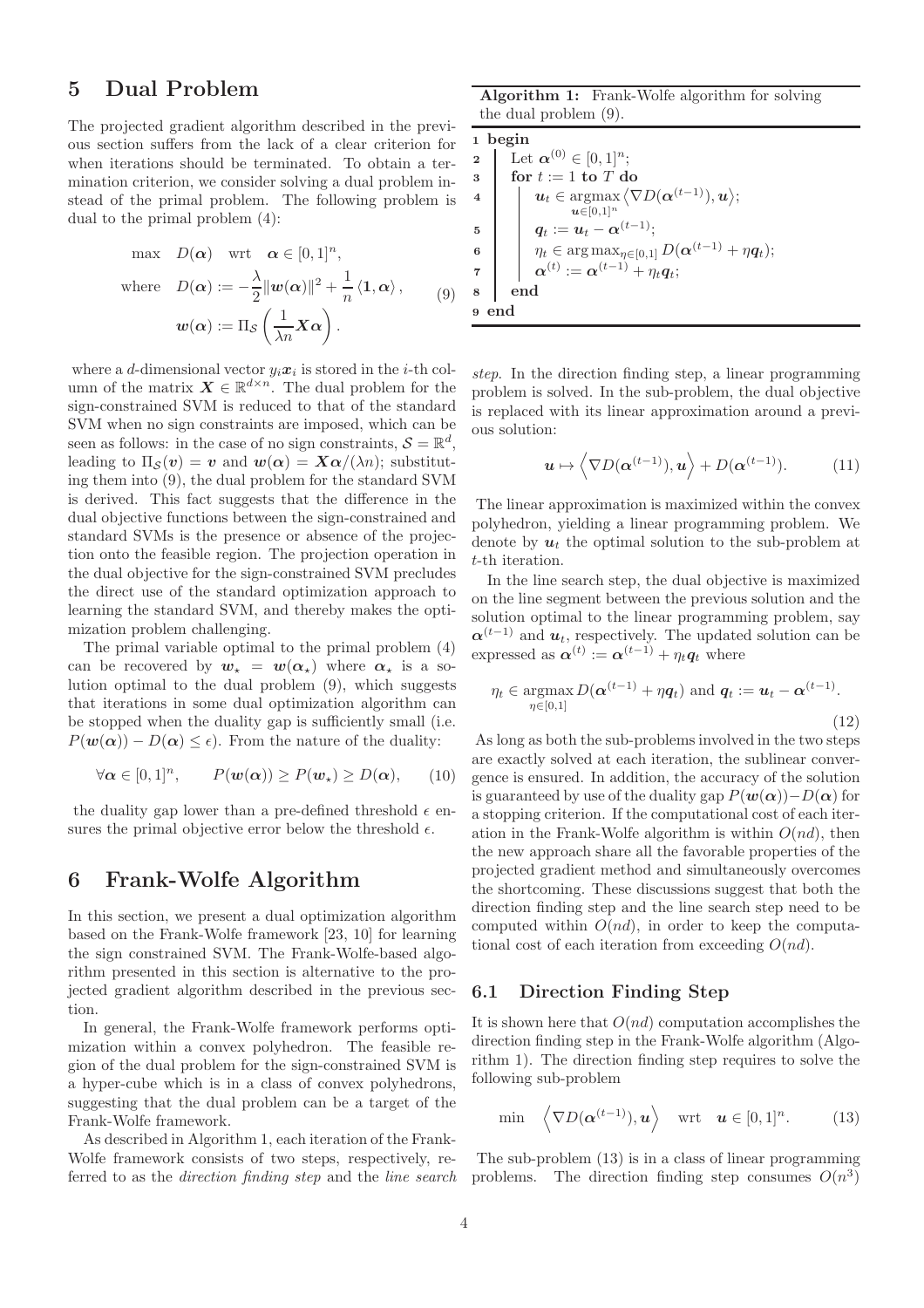## 5 Dual Problem

The projected gradient algorithm described in the previous section suffers from the lack of a clear criterion for when iterations should be terminated. To obtain a termination criterion, we consider solving a dual problem instead of the primal problem. The following problem is dual to the primal problem (4):

$$
\begin{aligned}
\max \quad & D(\boldsymbol{\alpha}) \quad \text{wrt} \quad \boldsymbol{\alpha} \in [0,1]^n, \\
\text{where} \quad & D(\boldsymbol{\alpha}) := -\frac{\lambda}{2}\|\boldsymbol{w}(\boldsymbol{\alpha})\|^2 + \frac{1}{n}\langle \mathbf{1}, \boldsymbol{\alpha}\rangle, \\
& \boldsymbol{w}(\boldsymbol{\alpha}) := \Pi_{\mathcal{S}}\left(\frac{1}{\lambda n}\boldsymbol{X}\boldsymbol{\alpha}\right).
\end{aligned} \tag{9}
$$

where a $d$-dimensional vector $y_i \boldsymbol{x}_i$ is stored in the $i$-th column of the matrix $\boldsymbol{X} \in \mathbb{R}^{d\times n}$. The dual problem for the sign-constrained SVM is reduced to that of the standard SVM when no sign constraints are imposed, which can be seen as follows: in the case of no sign constraints, $\mathcal{S} = \mathbb{R}^d$, leading to $\Pi_{\mathcal{S}}(\boldsymbol{v}) = \boldsymbol{v}$ and $\boldsymbol{w}(\boldsymbol{\alpha}) = \boldsymbol{X}\boldsymbol{\alpha}/(\lambda n)$; substituting them into (9), the dual problem for the standard SVM is derived. This fact suggests that the difference in the dual objective functions between the sign-constrained and standard SVMs is the presence or absence of the projection onto the feasible region. The projection operation in the dual objective for the sign-constrained SVM precludes the direct use of the standard optimization approach to learning the standard SVM, and thereby makes the optimization problem challenging.

The primal variable optimal to the primal problem (4) can be recovered by $\boldsymbol{w}_\star = \boldsymbol{w}(\boldsymbol{\alpha}_\star)$ where $\boldsymbol{\alpha}_\star$ is a solution optimal to the dual problem (9), which suggests that iterations in some dual optimization algorithm can be stopped when the duality gap is sufficiently small (i.e. $P(\boldsymbol{w}(\boldsymbol{\alpha})) - D(\boldsymbol{\alpha}) \leq \epsilon$). From the nature of the duality:

$$
\forall \boldsymbol{\alpha} \in [0,1]^n, \qquad P(\boldsymbol{w}(\boldsymbol{\alpha})) \geq P(\boldsymbol{w}_\star) \geq D(\boldsymbol{\alpha}), \tag{10}
$$

the duality gap lower than a pre-defined threshold $\epsilon$ ensures the primal objective error below the threshold $\epsilon$.

## 6 Frank-Wolfe Algorithm

In this section, we present a dual optimization algorithm based on the Frank-Wolfe framework [23, 10] for learning the sign constrained SVM. The Frank-Wolfe-based algorithm presented in this section is alternative to the projected gradient algorithm described in the previous section.

In general, the Frank-Wolfe framework performs optimization within a convex polyhedron. The feasible region of the dual problem for the sign-constrained SVM is a hyper-cube which is in a class of convex polyhedrons, suggesting that the dual problem can be a target of the Frank-Wolfe framework.

As described in Algorithm 1, each iteration of the Frank-Wolfe framework consists of two steps, respectively, referred to as the *direction finding step* and the *line search step*. In the direction finding step, a linear programming problem is solved. In the sub-problem, the dual objective is replaced with its linear approximation around a previous solution:

**Algorithm 1:** Frank-Wolfe algorithm for solving the dual problem (9).

```
1 begin
2   Let α^(0) ∈ [0,1]^n;
3   for t := 1 to T do
4     u_t ∈ argmax_{u∈[0,1]^n} ⟨∇D(α^(t−1)), u⟩;
5     q_t := u_t − α^(t−1);
6     η_t ∈ argmax_{η∈[0,1]} D(α^(t−1) + η q_t);
7     α^(t) := α^(t−1) + η_t q_t;
8   end
9 end
```

$$
\boldsymbol{u} \mapsto \left\langle \nabla D(\boldsymbol{\alpha}^{(t-1)}), \boldsymbol{u} \right\rangle + D(\boldsymbol{\alpha}^{(t-1)}). \tag{11}
$$

The linear approximation is maximized within the convex polyhedron, yielding a linear programming problem. We denote by $\boldsymbol{u}_t$ the optimal solution to the sub-problem at $t$-th iteration.

In the line search step, the dual objective is maximized on the line segment between the previous solution and the solution optimal to the linear programming problem, say $\boldsymbol{\alpha}^{(t-1)}$ and $\boldsymbol{u}_t$, respectively. The updated solution can be expressed as $\boldsymbol{\alpha}^{(t)} := \boldsymbol{\alpha}^{(t-1)} + \eta_t \boldsymbol{q}_t$ where

$$
\eta_t \in \operatorname*{argmax}_{\eta\in[0,1]} D(\boldsymbol{\alpha}^{(t-1)} + \eta \boldsymbol{q}_t) \text{ and } \boldsymbol{q}_t := \boldsymbol{u}_t - \boldsymbol{\alpha}^{(t-1)}. \tag{12}
$$

As long as both the sub-problems involved in the two steps are exactly solved at each iteration, the sublinear convergence is ensured. In addition, the accuracy of the solution is guaranteed by use of the duality gap $P(\boldsymbol{w}(\boldsymbol{\alpha})) - D(\boldsymbol{\alpha})$ for a stopping criterion. If the computational cost of each iteration in the Frank-Wolfe algorithm is within $O(nd)$, then the new approach share all the favorable properties of the projected gradient method and simultaneously overcomes the shortcoming. These discussions suggest that both the direction finding step and the line search step need to be computed within $O(nd)$, in order to keep the computational cost of each iteration from exceeding $O(nd)$.

### 6.1 Direction Finding Step

It is shown here that $O(nd)$ computation accomplishes the direction finding step in the Frank-Wolfe algorithm (Algorithm 1). The direction finding step requires to solve the following sub-problem

$$
\min \quad \left\langle \nabla D(\boldsymbol{\alpha}^{(t-1)}), \boldsymbol{u} \right\rangle \quad \text{wrt} \quad \boldsymbol{u} \in [0,1]^n. \tag{13}
$$

The sub-problem (13) is in a class of linear programming problems. The direction finding step consumes $O(n^3)$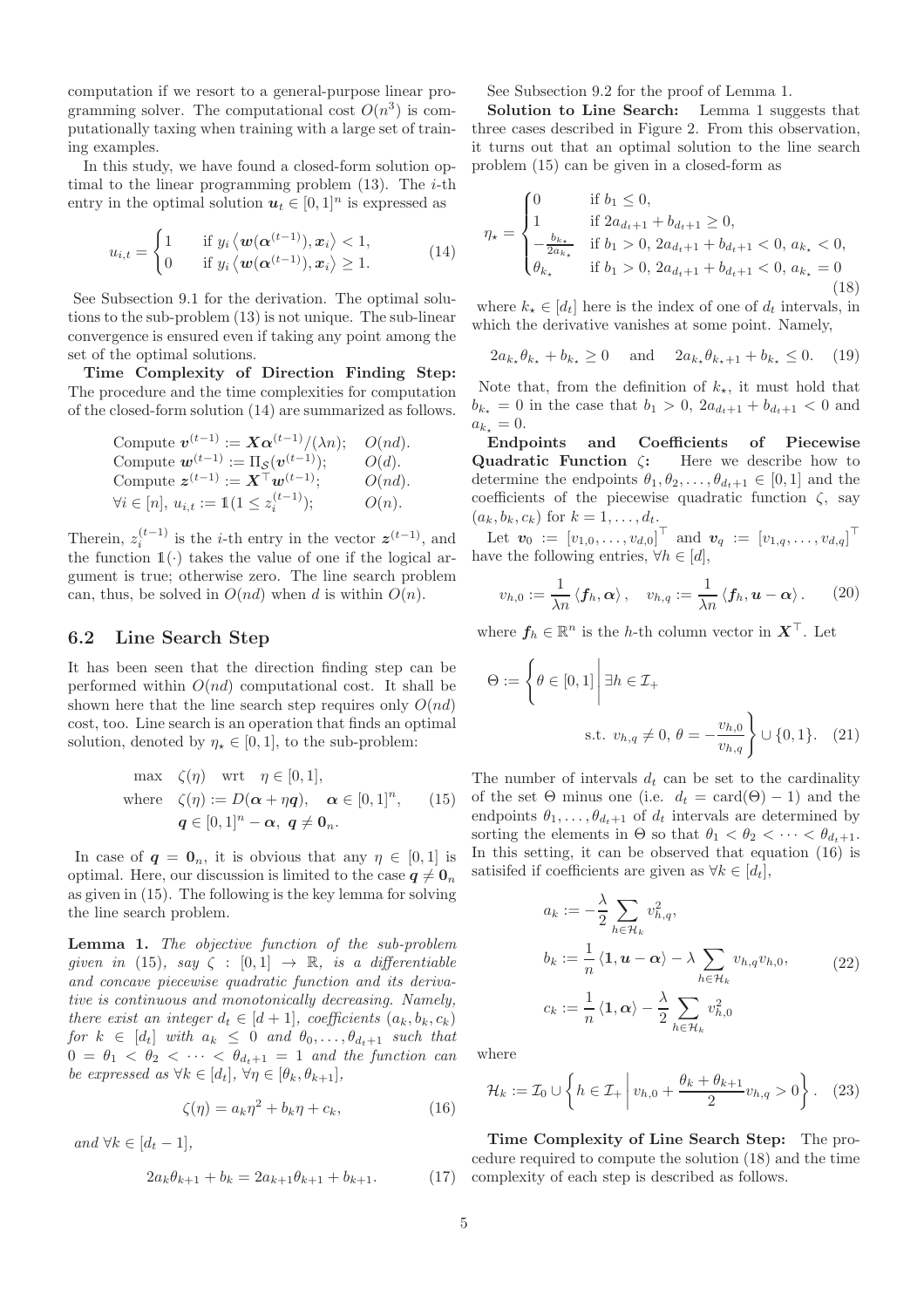computation if we resort to a general-purpose linear programming solver. The computational cost $O(n^3)$ is computationally taxing when training with a large set of training examples.

In this study, we have found a closed-form solution optimal to the linear programming problem (13). The $i$-th entry in the optimal solution $\boldsymbol{u}_t \in [0,1]^n$ is expressed as

$$u_{i,t} = \begin{cases} 1 & \text{if } y_i \left\langle \boldsymbol{w}(\boldsymbol{\alpha}^{(t-1)}), \boldsymbol{x}_i \right\rangle < 1, \\ 0 & \text{if } y_i \left\langle \boldsymbol{w}(\boldsymbol{\alpha}^{(t-1)}), \boldsymbol{x}_i \right\rangle \geq 1. \end{cases} \tag{14}$$

See Subsection 9.1 for the derivation. The optimal solutions to the sub-problem (13) is not unique. The sub-linear convergence is ensured even if taking any point among the set of the optimal solutions.

**Time Complexity of Direction Finding Step:** The procedure and the time complexities for computation of the closed-form solution (14) are summarized as follows.

| | |
|---|---|
| Compute $\boldsymbol{v}^{(t-1)} := \boldsymbol{X}\boldsymbol{\alpha}^{(t-1)}/(\lambda n)$; | $O(nd)$. |
| Compute $\boldsymbol{w}^{(t-1)} := \Pi_{\mathcal{S}}(\boldsymbol{v}^{(t-1)})$; | $O(d)$. |
| Compute $\boldsymbol{z}^{(t-1)} := \boldsymbol{X}^\top \boldsymbol{w}^{(t-1)}$; | $O(nd)$. |
| $\forall i \in [n]$, $u_{i,t} := \mathbb{1}(1 \leq z_i^{(t-1)})$; | $O(n)$. |

Therein, $z_i^{(t-1)}$ is the $i$-th entry in the vector $\boldsymbol{z}^{(t-1)}$, and the function $\mathbb{1}(\cdot)$ takes the value of one if the logical argument is true; otherwise zero. The line search problem can, thus, be solved in $O(nd)$ when $d$ is within $O(n)$.

## 6.2 Line Search Step

It has been seen that the direction finding step can be performed within $O(nd)$ computational cost. It shall be shown here that the line search step requires only $O(nd)$ cost, too. Line search is an operation that finds an optimal solution, denoted by $\eta_\star \in [0,1]$, to the sub-problem:

$$\begin{aligned} &\max \quad \zeta(\eta) \quad \text{wrt} \quad \eta \in [0,1], \\ &\text{where} \quad \zeta(\eta) := D(\boldsymbol{\alpha} + \eta \boldsymbol{q}), \quad \boldsymbol{\alpha} \in [0,1]^n, \\ &\qquad\qquad \boldsymbol{q} \in [0,1]^n - \boldsymbol{\alpha}, \ \boldsymbol{q} \neq \boldsymbol{0}_n. \end{aligned} \tag{15}$$

In case of $\boldsymbol{q} = \boldsymbol{0}_n$, it is obvious that any $\eta \in [0,1]$ is optimal. Here, our discussion is limited to the case $\boldsymbol{q} \neq \boldsymbol{0}_n$ as given in (15). The following is the key lemma for solving the line search problem.

**Lemma 1.** *The objective function of the sub-problem given in* (15)*, say* $\zeta : [0,1] \to \mathbb{R}$*, is a differentiable and concave piecewise quadratic function and its derivative is continuous and monotonically decreasing. Namely, there exist an integer* $d_t \in [d+1]$*, coefficients* $(a_k, b_k, c_k)$ *for* $k \in [d_t]$ *with* $a_k \leq 0$ *and* $\theta_0, \dots, \theta_{d_t+1}$ *such that* $0 = \theta_1 < \theta_2 < \cdots < \theta_{d_t+1} = 1$ *and the function can be expressed as* $\forall k \in [d_t]$*,* $\forall \eta \in [\theta_k, \theta_{k+1}]$*,*

$$\zeta(\eta) = a_k \eta^2 + b_k \eta + c_k, \tag{16}$$

*and* $\forall k \in [d_t - 1]$*,*

$$2a_k \theta_{k+1} + b_k = 2a_{k+1}\theta_{k+1} + b_{k+1}. \tag{17}$$

See Subsection 9.2 for the proof of Lemma 1.

**Solution to Line Search:** Lemma 1 suggests that three cases described in Figure 2. From this observation, it turns out that an optimal solution to the line search problem (15) can be given in a closed-form as

$$\eta_\star = \begin{cases} 0 & \text{if } b_1 \leq 0, \\ 1 & \text{if } 2a_{d_t+1} + b_{d_t+1} \geq 0, \\ -\frac{b_{k_\star}}{2a_{k_\star}} & \text{if } b_1 > 0,\ 2a_{d_t+1} + b_{d_t+1} < 0,\ a_{k_\star} < 0, \\ \theta_{k_\star} & \text{if } b_1 > 0,\ 2a_{d_t+1} + b_{d_t+1} < 0,\ a_{k_\star} = 0 \end{cases} \tag{18}$$

where $k_\star \in [d_t]$ here is the index of one of $d_t$ intervals, in which the derivative vanishes at some point. Namely,

$$2a_{k_\star}\theta_{k_\star} + b_{k_\star} \geq 0 \quad \text{and} \quad 2a_{k_\star}\theta_{k_\star+1} + b_{k_\star} \leq 0. \tag{19}$$

Note that, from the definition of $k_\star$, it must hold that $b_{k_\star} = 0$ in the case that $b_1 > 0$, $2a_{d_t+1} + b_{d_t+1} < 0$ and $a_{k_\star} = 0$.

**Endpoints and Coefficients of Piecewise Quadratic Function $\zeta$:** Here we describe how to determine the endpoints $\theta_1, \theta_2, \dots, \theta_{d_t+1} \in [0,1]$ and the coefficients of the piecewise quadratic function $\zeta$, say $(a_k, b_k, c_k)$ for $k = 1, \dots, d_t$.

Let $\boldsymbol{v}_0 := [v_{1,0}, \dots, v_{d,0}]^\top$ and $\boldsymbol{v}_q := [v_{1,q}, \dots, v_{d,q}]^\top$ have the following entries, $\forall h \in [d]$,

$$v_{h,0} := \frac{1}{\lambda n}\left\langle \boldsymbol{f}_h, \boldsymbol{\alpha} \right\rangle, \quad v_{h,q} := \frac{1}{\lambda n}\left\langle \boldsymbol{f}_h, \boldsymbol{u} - \boldsymbol{\alpha} \right\rangle. \tag{20}$$

where $\boldsymbol{f}_h \in \mathbb{R}^n$ is the $h$-th column vector in $\boldsymbol{X}^\top$. Let

$$\Theta := \left\{ \theta \in [0,1] \,\middle|\, \exists h \in \mathcal{I}_+ \ \text{s.t.}\ v_{h,q} \neq 0,\ \theta = -\frac{v_{h,0}}{v_{h,q}} \right\} \cup \{0, 1\}. \tag{21}$$

The number of intervals $d_t$ can be set to the cardinality of the set $\Theta$ minus one (i.e. $d_t = \text{card}(\Theta) - 1$) and the endpoints $\theta_1, \dots, \theta_{d_t+1}$ of $d_t$ intervals are determined by sorting the elements in $\Theta$ so that $\theta_1 < \theta_2 < \cdots < \theta_{d_t+1}$. In this setting, it can be observed that equation (16) is satisifed if coefficients are given as $\forall k \in [d_t]$,

$$\begin{aligned} a_k &:= -\frac{\lambda}{2}\sum_{h \in \mathcal{H}_k} v_{h,q}^2, \\ b_k &:= \frac{1}{n}\left\langle \boldsymbol{1}, \boldsymbol{u} - \boldsymbol{\alpha} \right\rangle - \lambda \sum_{h \in \mathcal{H}_k} v_{h,q} v_{h,0}, \\ c_k &:= \frac{1}{n}\left\langle \boldsymbol{1}, \boldsymbol{\alpha} \right\rangle - \frac{\lambda}{2}\sum_{h \in \mathcal{H}_k} v_{h,0}^2 \end{aligned} \tag{22}$$

where

$$\mathcal{H}_k := \mathcal{I}_0 \cup \left\{ h \in \mathcal{I}_+ \,\middle|\, v_{h,0} + \frac{\theta_k + \theta_{k+1}}{2} v_{h,q} > 0 \right\}. \tag{23}$$

**Time Complexity of Line Search Step:** The procedure required to compute the solution (18) and the time complexity of each step is described as follows.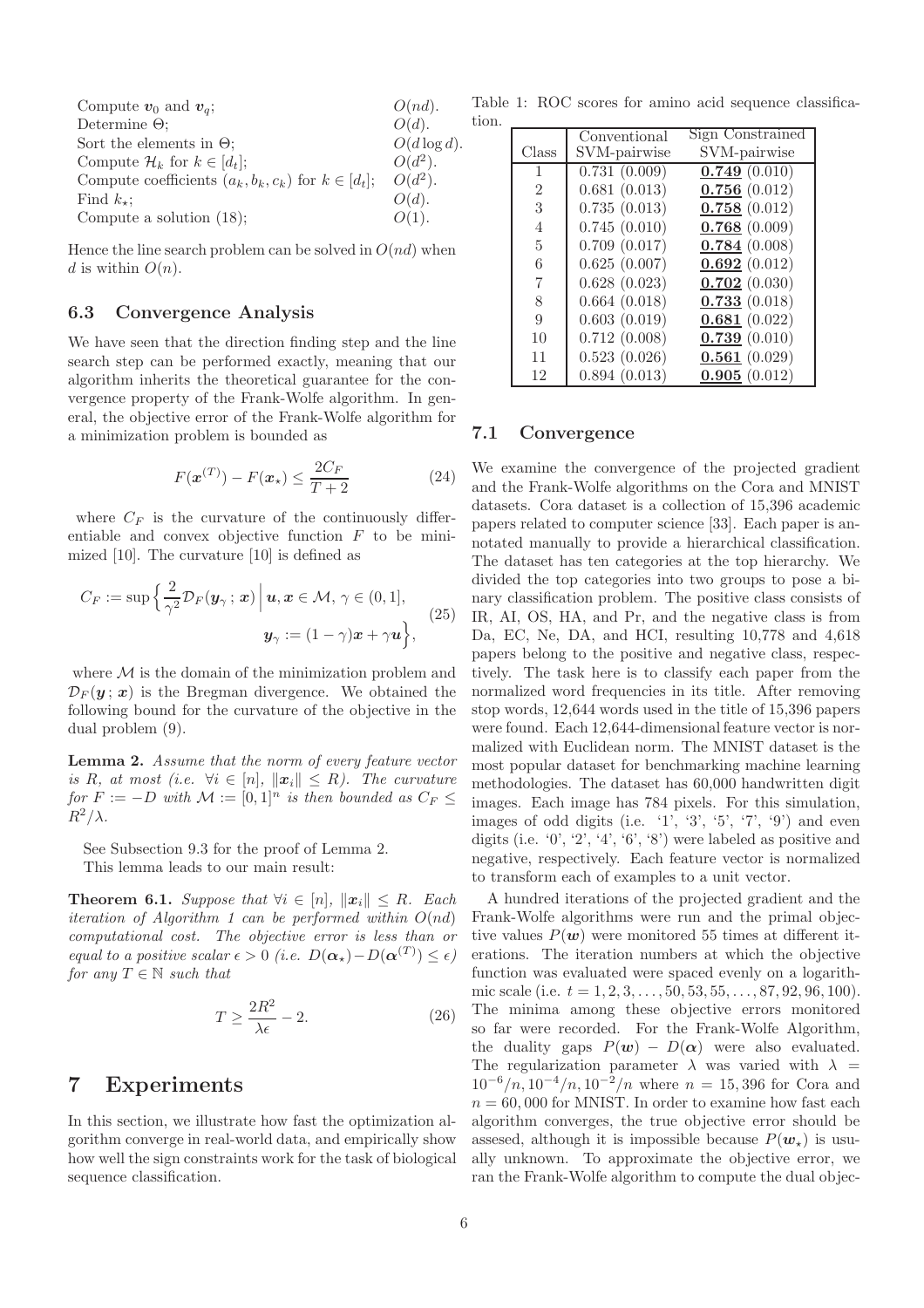| | |
|---|---|
| Compute $\boldsymbol{v}_0$ and $\boldsymbol{v}_q$; | $O(nd)$. |
| Determine $\Theta$; | $O(d)$. |
| Sort the elements in $\Theta$; | $O(d \log d)$. |
| Compute $\mathcal{H}_k$ for $k \in [d_t]$; | $O(d^2)$. |
| Compute coefficients $(a_k, b_k, c_k)$ for $k \in [d_t]$; | $O(d^2)$. |
| Find $k_\star$; | $O(d)$. |
| Compute a solution (18); | $O(1)$. |

Hence the line search problem can be solved in $O(nd)$ when $d$ is within $O(n)$.

### 6.3 Convergence Analysis

We have seen that the direction finding step and the line search step can be performed exactly, meaning that our algorithm inherits the theoretical guarantee for the convergence property of the Frank-Wolfe algorithm. In general, the objective error of the Frank-Wolfe algorithm for a minimization problem is bounded as

$$F(\boldsymbol{x}^{(T)}) - F(\boldsymbol{x}_\star) \leq \frac{2C_F}{T+2} \tag{24}$$

where $C_F$ is the curvature of the continuously differentiable and convex objective function $F$ to be minimized [10]. The curvature [10] is defined as

$$C_F := \sup \Big\{ \frac{2}{\gamma^2} \mathcal{D}_F(\boldsymbol{y}_\gamma \,;\, \boldsymbol{x}) \,\Big|\, \boldsymbol{u}, \boldsymbol{x} \in \mathcal{M},\, \gamma \in (0,1], \quad \boldsymbol{y}_\gamma := (1-\gamma)\boldsymbol{x} + \gamma \boldsymbol{u} \Big\}, \tag{25}$$

where $\mathcal{M}$ is the domain of the minimization problem and $\mathcal{D}_F(\boldsymbol{y}\,;\,\boldsymbol{x})$ is the Bregman divergence. We obtained the following bound for the curvature of the objective in the dual problem (9).

**Lemma 2.** *Assume that the norm of every feature vector is $R$, at most (i.e. $\forall i \in [n]$, $\|\boldsymbol{x}_i\| \leq R$). The curvature for $F := -D$ with $\mathcal{M} := [0,1]^n$ is then bounded as $C_F \leq R^2/\lambda$.*

See Subsection 9.3 for the proof of Lemma 2.

This lemma leads to our main result:

**Theorem 6.1.** *Suppose that $\forall i \in [n]$, $\|\boldsymbol{x}_i\| \leq R$. Each iteration of Algorithm 1 can be performed within $O(nd)$ computational cost. The objective error is less than or equal to a positive scalar $\epsilon > 0$ (i.e. $D(\boldsymbol{\alpha}_\star) - D(\boldsymbol{\alpha}^{(T)}) \leq \epsilon$) for any $T \in \mathbb{N}$ such that*

$$T \geq \frac{2R^2}{\lambda \epsilon} - 2. \tag{26}$$

# 7 Experiments

In this section, we illustrate how fast the optimization algorithm converge in real-world data, and empirically show how well the sign constraints work for the task of biological sequence classification.

Table 1: ROC scores for amino acid sequence classification.

| Class | Conventional SVM-pairwise | Sign Constrained SVM-pairwise |
|---|---|---|
| 1 | 0.731 (0.009) | **0.749** (0.010) |
| 2 | 0.681 (0.013) | **0.756** (0.012) |
| 3 | 0.735 (0.013) | **0.758** (0.012) |
| 4 | 0.745 (0.010) | **0.768** (0.009) |
| 5 | 0.709 (0.017) | **0.784** (0.008) |
| 6 | 0.625 (0.007) | **0.692** (0.012) |
| 7 | 0.628 (0.023) | **0.702** (0.030) |
| 8 | 0.664 (0.018) | **0.733** (0.018) |
| 9 | 0.603 (0.019) | **0.681** (0.022) |
| 10 | 0.712 (0.008) | **0.739** (0.010) |
| 11 | 0.523 (0.026) | **0.561** (0.029) |
| 12 | 0.894 (0.013) | **0.905** (0.012) |

### 7.1 Convergence

We examine the convergence of the projected gradient and the Frank-Wolfe algorithms on the Cora and MNIST datasets. Cora dataset is a collection of 15,396 academic papers related to computer science [33]. Each paper is annotated manually to provide a hierarchical classification. The dataset has ten categories at the top hierarchy. We divided the top categories into two groups to pose a binary classification problem. The positive class consists of IR, AI, OS, HA, and Pr, and the negative class is from Da, EC, Ne, DA, and HCI, resulting 10,778 and 4,618 papers belong to the positive and negative class, respectively. The task here is to classify each paper from the normalized word frequencies in its title. After removing stop words, 12,644 words used in the title of 15,396 papers were found. Each 12,644-dimensional feature vector is normalized with Euclidean norm. The MNIST dataset is the most popular dataset for benchmarking machine learning methodologies. The dataset has 60,000 handwritten digit images. Each image has 784 pixels. For this simulation, images of odd digits (i.e. '1', '3', '5', '7', '9') and even digits (i.e. '0', '2', '4', '6', '8') were labeled as positive and negative, respectively. Each feature vector is normalized to transform each of examples to a unit vector.

A hundred iterations of the projected gradient and the Frank-Wolfe algorithms were run and the primal objective values $P(\boldsymbol{w})$ were monitored 55 times at different iterations. The iteration numbers at which the objective function was evaluated were spaced evenly on a logarithmic scale (i.e. $t = 1, 2, 3, \ldots, 50, 53, 55, \ldots, 87, 92, 96, 100$). The minima among these objective errors monitored so far were recorded. For the Frank-Wolfe Algorithm, the duality gaps $P(\boldsymbol{w}) - D(\boldsymbol{\alpha})$ were also evaluated. The regularization parameter $\lambda$ was varied with $\lambda = 10^{-6}/n, 10^{-4}/n, 10^{-2}/n$ where $n = 15,396$ for Cora and $n = 60,000$ for MNIST. In order to examine how fast each algorithm converges, the true objective error should be assesed, although it is impossible because $P(\boldsymbol{w}_\star)$ is usually unknown. To approximate the objective error, we ran the Frank-Wolfe algorithm to compute the dual objec-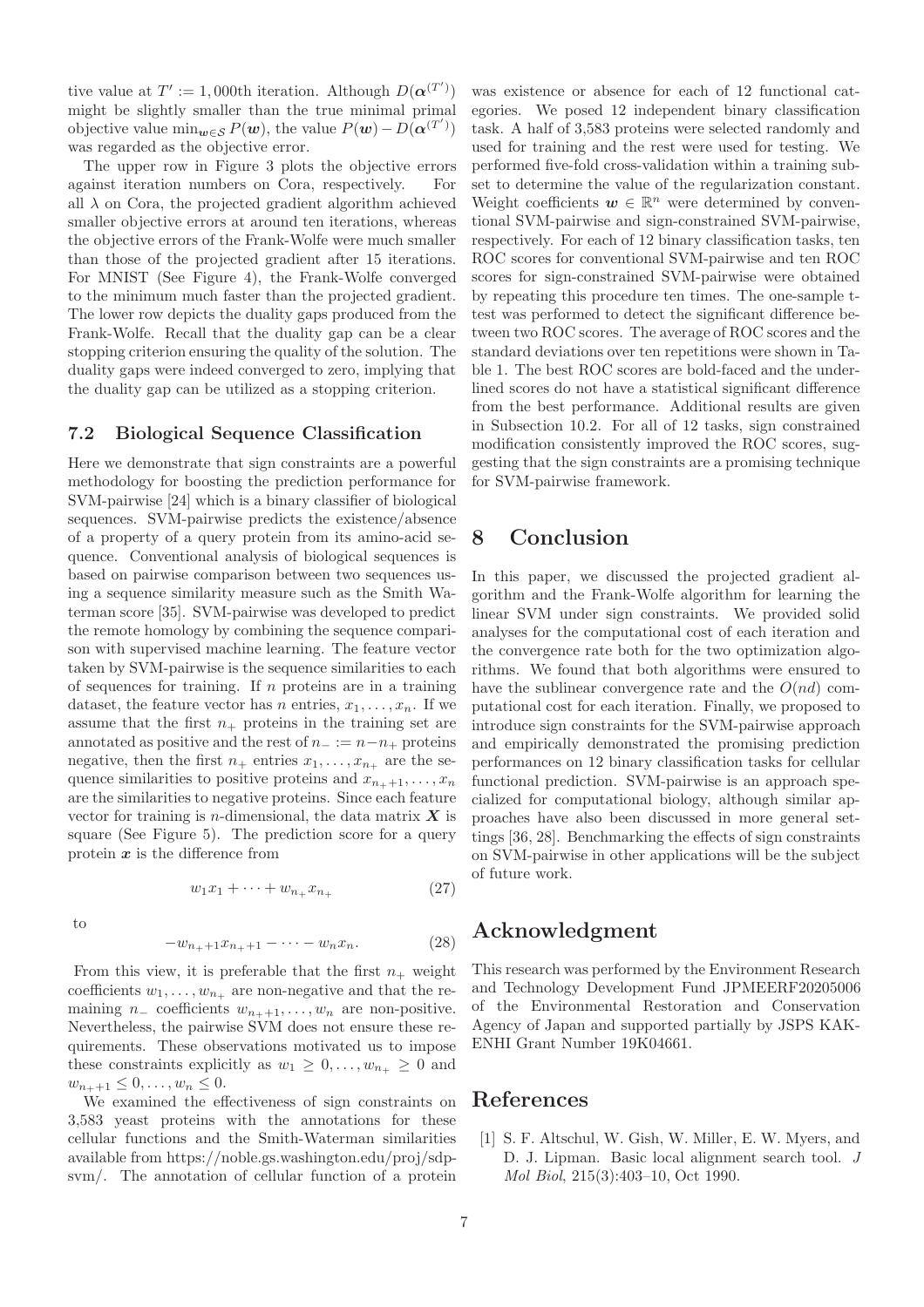tive value at $T' := 1,000$th iteration. Although $D(\boldsymbol{\alpha}^{(T')})$ might be slightly smaller than the true minimal primal objective value $\min_{\boldsymbol{w}\in\mathcal{S}} P(\boldsymbol{w})$, the value $P(\boldsymbol{w}) - D(\boldsymbol{\alpha}^{(T')})$ was regarded as the objective error.

The upper row in Figure 3 plots the objective errors against iteration numbers on Cora, respectively. For all $\lambda$ on Cora, the projected gradient algorithm achieved smaller objective errors at around ten iterations, whereas the objective errors of the Frank-Wolfe were much smaller than those of the projected gradient after 15 iterations. For MNIST (See Figure 4), the Frank-Wolfe converged to the minimum much faster than the projected gradient. The lower row depicts the duality gaps produced from the Frank-Wolfe. Recall that the duality gap can be a clear stopping criterion ensuring the quality of the solution. The duality gaps were indeed converged to zero, implying that the duality gap can be utilized as a stopping criterion.

### 7.2 Biological Sequence Classification

Here we demonstrate that sign constraints are a powerful methodology for boosting the prediction performance for SVM-pairwise [24] which is a binary classifier of biological sequences. SVM-pairwise predicts the existence/absence of a property of a query protein from its amino-acid sequence. Conventional analysis of biological sequences is based on pairwise comparison between two sequences using a sequence similarity measure such as the Smith Waterman score [35]. SVM-pairwise was developed to predict the remote homology by combining the sequence comparison with supervised machine learning. The feature vector taken by SVM-pairwise is the sequence similarities to each of sequences for training. If $n$ proteins are in a training dataset, the feature vector has $n$ entries, $x_1, \dots, x_n$. If we assume that the first $n_+$ proteins in the training set are annotated as positive and the rest of $n_- := n - n_+$ proteins negative, then the first $n_+$ entries $x_1, \dots, x_{n_+}$ are the sequence similarities to positive proteins and $x_{n_++1}, \dots, x_n$ are the similarities to negative proteins. Since each feature vector for training is $n$-dimensional, the data matrix $\boldsymbol{X}$ is square (See Figure 5). The prediction score for a query protein $\boldsymbol{x}$ is the difference from

$$w_1 x_1 + \dots + w_{n_+} x_{n_+} \tag{27}$$

to

$$-w_{n_++1} x_{n_++1} - \dots - w_n x_n. \tag{28}$$

From this view, it is preferable that the first $n_+$ weight coefficients $w_1, \dots, w_{n_+}$ are non-negative and that the remaining $n_-$ coefficients $w_{n_++1}, \dots, w_n$ are non-positive. Nevertheless, the pairwise SVM does not ensure these requirements. These observations motivated us to impose these constraints explicitly as $w_1 \geq 0, \dots, w_{n_+} \geq 0$ and $w_{n_++1} \leq 0, \dots, w_n \leq 0$.

We examined the effectiveness of sign constraints on 3,583 yeast proteins with the annotations for these cellular functions and the Smith-Waterman similarities available from https://noble.gs.washington.edu/proj/sdp-svm/. The annotation of cellular function of a protein was existence or absence for each of 12 functional categories. We posed 12 independent binary classification task. A half of 3,583 proteins were selected randomly and used for training and the rest were used for testing. We performed five-fold cross-validation within a training subset to determine the value of the regularization constant. Weight coefficients $\boldsymbol{w} \in \mathbb{R}^n$ were determined by conventional SVM-pairwise and sign-constrained SVM-pairwise, respectively. For each of 12 binary classification tasks, ten ROC scores for conventional SVM-pairwise and ten ROC scores for sign-constrained SVM-pairwise were obtained by repeating this procedure ten times. The one-sample t-test was performed to detect the significant difference between two ROC scores. The average of ROC scores and the standard deviations over ten repetitions were shown in Table 1. The best ROC scores are bold-faced and the underlined scores do not have a statistical significant difference from the best performance. Additional results are given in Subsection 10.2. For all of 12 tasks, sign constrained modification consistently improved the ROC scores, suggesting that the sign constraints are a promising technique for SVM-pairwise framework.

## 8 Conclusion

In this paper, we discussed the projected gradient algorithm and the Frank-Wolfe algorithm for learning the linear SVM under sign constraints. We provided solid analyses for the computational cost of each iteration and the convergence rate both for the two optimization algorithms. We found that both algorithms were ensured to have the sublinear convergence rate and the $O(nd)$ computational cost for each iteration. Finally, we proposed to introduce sign constraints for the SVM-pairwise approach and empirically demonstrated the promising prediction performances on 12 binary classification tasks for cellular functional prediction. SVM-pairwise is an approach specialized for computational biology, although similar approaches have also been discussed in more general settings [36, 28]. Benchmarking the effects of sign constraints on SVM-pairwise in other applications will be the subject of future work.

## Acknowledgment

This research was performed by the Environment Research and Technology Development Fund JPMEERF20205006 of the Environmental Restoration and Conservation Agency of Japan and supported partially by JSPS KAKENHI Grant Number 19K04661.

## References

[1] S. F. Altschul, W. Gish, W. Miller, E. W. Myers, and D. J. Lipman. Basic local alignment search tool. *J Mol Biol*, 215(3):403–10, Oct 1990.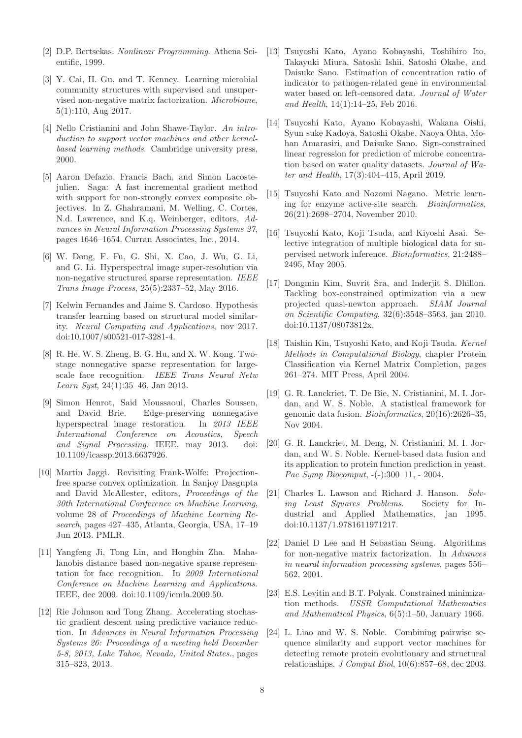[2] D.P. Bertsekas. *Nonlinear Programming*. Athena Scientific, 1999.

[3] Y. Cai, H. Gu, and T. Kenney. Learning microbial community structures with supervised and unsupervised non-negative matrix factorization. *Microbiome*, 5(1):110, Aug 2017.

[4] Nello Cristianini and John Shawe-Taylor. *An introduction to support vector machines and other kernel-based learning methods*. Cambridge university press, 2000.

[5] Aaron Defazio, Francis Bach, and Simon Lacoste-julien. Saga: A fast incremental gradient method with support for non-strongly convex composite objectives. In Z. Ghahramani, M. Welling, C. Cortes, N.d. Lawrence, and K.q. Weinberger, editors, *Advances in Neural Information Processing Systems 27*, pages 1646–1654. Curran Associates, Inc., 2014.

[6] W. Dong, F. Fu, G. Shi, X. Cao, J. Wu, G. Li, and G. Li. Hyperspectral image super-resolution via non-negative structured sparse representation. *IEEE Trans Image Process*, 25(5):2337–52, May 2016.

[7] Kelwin Fernandes and Jaime S. Cardoso. Hypothesis transfer learning based on structural model similarity. *Neural Computing and Applications*, nov 2017. doi:10.1007/s00521-017-3281-4.

[8] R. He, W. S. Zheng, B. G. Hu, and X. W. Kong. Two-stage nonnegative sparse representation for large-scale face recognition. *IEEE Trans Neural Netw Learn Syst*, 24(1):35–46, Jan 2013.

[9] Simon Henrot, Said Moussaoui, Charles Soussen, and David Brie. Edge-preserving nonnegative hyperspectral image restoration. In *2013 IEEE International Conference on Acoustics, Speech and Signal Processing*. IEEE, may 2013. doi: 10.1109/icassp.2013.6637926.

[10] Martin Jaggi. Revisiting Frank-Wolfe: Projection-free sparse convex optimization. In Sanjoy Dasgupta and David McAllester, editors, *Proceedings of the 30th International Conference on Machine Learning*, volume 28 of *Proceedings of Machine Learning Research*, pages 427–435, Atlanta, Georgia, USA, 17–19 Jun 2013. PMLR.

[11] Yangfeng Ji, Tong Lin, and Hongbin Zha. Mahalanobis distance based non-negative sparse representation for face recognition. In *2009 International Conference on Machine Learning and Applications*. IEEE, dec 2009. doi:10.1109/icmla.2009.50.

[12] Rie Johnson and Tong Zhang. Accelerating stochastic gradient descent using predictive variance reduction. In *Advances in Neural Information Processing Systems 26: Proceedings of a meeting held December 5-8, 2013, Lake Tahoe, Nevada, United States.*, pages 315–323, 2013.

[13] Tsuyoshi Kato, Ayano Kobayashi, Toshihiro Ito, Takayuki Miura, Satoshi Ishii, Satoshi Okabe, and Daisuke Sano. Estimation of concentration ratio of indicator to pathogen-related gene in environmental water based on left-censored data. *Journal of Water and Health*, 14(1):14–25, Feb 2016.

[14] Tsuyoshi Kato, Ayano Kobayashi, Wakana Oishi, Syun suke Kadoya, Satoshi Okabe, Naoya Ohta, Mohan Amarasiri, and Daisuke Sano. Sign-constrained linear regression for prediction of microbe concentration based on water quality datasets. *Journal of Water and Health*, 17(3):404–415, April 2019.

[15] Tsuyoshi Kato and Nozomi Nagano. Metric learning for enzyme active-site search. *Bioinformatics*, 26(21):2698–2704, November 2010.

[16] Tsuyoshi Kato, Koji Tsuda, and Kiyoshi Asai. Selective integration of multiple biological data for supervised network inference. *Bioinformatics*, 21:2488–2495, May 2005.

[17] Dongmin Kim, Suvrit Sra, and Inderjit S. Dhillon. Tackling box-constrained optimization via a new projected quasi-newton approach. *SIAM Journal on Scientific Computing*, 32(6):3548–3563, jan 2010. doi:10.1137/08073812x.

[18] Taishin Kin, Tsuyoshi Kato, and Koji Tsuda. *Kernel Methods in Computational Biology*, chapter Protein Classification via Kernel Matrix Completion, pages 261–274. MIT Press, April 2004.

[19] G. R. Lanckriet, T. De Bie, N. Cristianini, M. I. Jordan, and W. S. Noble. A statistical framework for genomic data fusion. *Bioinformatics*, 20(16):2626–35, Nov 2004.

[20] G. R. Lanckriet, M. Deng, N. Cristianini, M. I. Jordan, and W. S. Noble. Kernel-based data fusion and its application to protein function prediction in yeast. *Pac Symp Biocomput*, -(-):300–11, - 2004.

[21] Charles L. Lawson and Richard J. Hanson. *Solving Least Squares Problems*. Society for Industrial and Applied Mathematics, jan 1995. doi:10.1137/1.9781611971217.

[22] Daniel D Lee and H Sebastian Seung. Algorithms for non-negative matrix factorization. In *Advances in neural information processing systems*, pages 556–562, 2001.

[23] E.S. Levitin and B.T. Polyak. Constrained minimization methods. *USSR Computational Mathematics and Mathematical Physics*, 6(5):1–50, January 1966.

[24] L. Liao and W. S. Noble. Combining pairwise sequence similarity and support vector machines for detecting remote protein evolutionary and structural relationships. *J Comput Biol*, 10(6):857–68, dec 2003.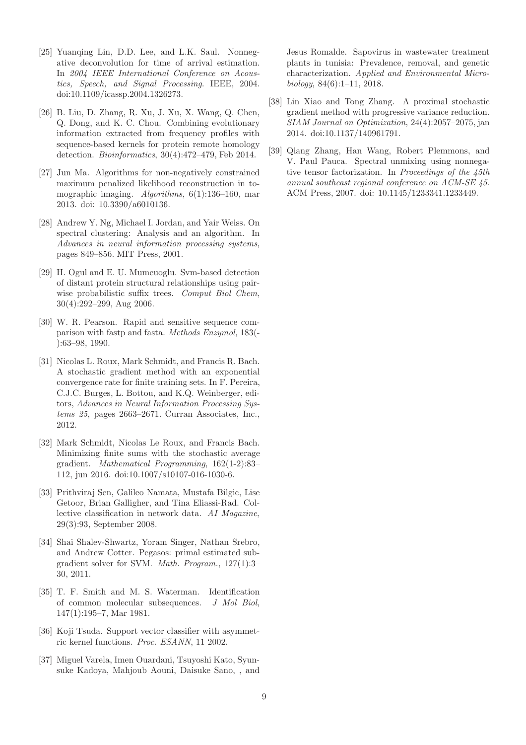[25] Yuanqing Lin, D.D. Lee, and L.K. Saul. Nonnegative deconvolution for time of arrival estimation. In *2004 IEEE International Conference on Acoustics, Speech, and Signal Processing*. IEEE, 2004. doi:10.1109/icassp.2004.1326273.

[26] B. Liu, D. Zhang, R. Xu, J. Xu, X. Wang, Q. Chen, Q. Dong, and K. C. Chou. Combining evolutionary information extracted from frequency profiles with sequence-based kernels for protein remote homology detection. *Bioinformatics*, 30(4):472–479, Feb 2014.

[27] Jun Ma. Algorithms for non-negatively constrained maximum penalized likelihood reconstruction in tomographic imaging. *Algorithms*, 6(1):136–160, mar 2013. doi: 10.3390/a6010136.

[28] Andrew Y. Ng, Michael I. Jordan, and Yair Weiss. On spectral clustering: Analysis and an algorithm. In *Advances in neural information processing systems*, pages 849–856. MIT Press, 2001.

[29] H. Ogul and E. U. Mumcuoglu. Svm-based detection of distant protein structural relationships using pairwise probabilistic suffix trees. *Comput Biol Chem*, 30(4):292–299, Aug 2006.

[30] W. R. Pearson. Rapid and sensitive sequence comparison with fastp and fasta. *Methods Enzymol*, 183(-):63–98, 1990.

[31] Nicolas L. Roux, Mark Schmidt, and Francis R. Bach. A stochastic gradient method with an exponential convergence rate for finite training sets. In F. Pereira, C.J.C. Burges, L. Bottou, and K.Q. Weinberger, editors, *Advances in Neural Information Processing Systems 25*, pages 2663–2671. Curran Associates, Inc., 2012.

[32] Mark Schmidt, Nicolas Le Roux, and Francis Bach. Minimizing finite sums with the stochastic average gradient. *Mathematical Programming*, 162(1-2):83–112, jun 2016. doi:10.1007/s10107-016-1030-6.

[33] Prithviraj Sen, Galileo Namata, Mustafa Bilgic, Lise Getoor, Brian Galligher, and Tina Eliassi-Rad. Collective classification in network data. *AI Magazine*, 29(3):93, September 2008.

[34] Shai Shalev-Shwartz, Yoram Singer, Nathan Srebro, and Andrew Cotter. Pegasos: primal estimated subgradient solver for SVM. *Math. Program.*, 127(1):3–30, 2011.

[35] T. F. Smith and M. S. Waterman. Identification of common molecular subsequences. *J Mol Biol*, 147(1):195–7, Mar 1981.

[36] Koji Tsuda. Support vector classifier with asymmetric kernel functions. *Proc. ESANN*, 11 2002.

[37] Miguel Varela, Imen Ouardani, Tsuyoshi Kato, Syunsuke Kadoya, Mahjoub Aouni, Daisuke Sano, , and Jesus Romalde. Sapovirus in wastewater treatment plants in tunisia: Prevalence, removal, and genetic characterization. *Applied and Environmental Microbiology*, 84(6):1–11, 2018.

[38] Lin Xiao and Tong Zhang. A proximal stochastic gradient method with progressive variance reduction. *SIAM Journal on Optimization*, 24(4):2057–2075, jan 2014. doi:10.1137/140961791.

[39] Qiang Zhang, Han Wang, Robert Plemmons, and V. Paul Pauca. Spectral unmixing using nonnegative tensor factorization. In *Proceedings of the 45th annual southeast regional conference on ACM-SE 45*. ACM Press, 2007. doi: 10.1145/1233341.1233449.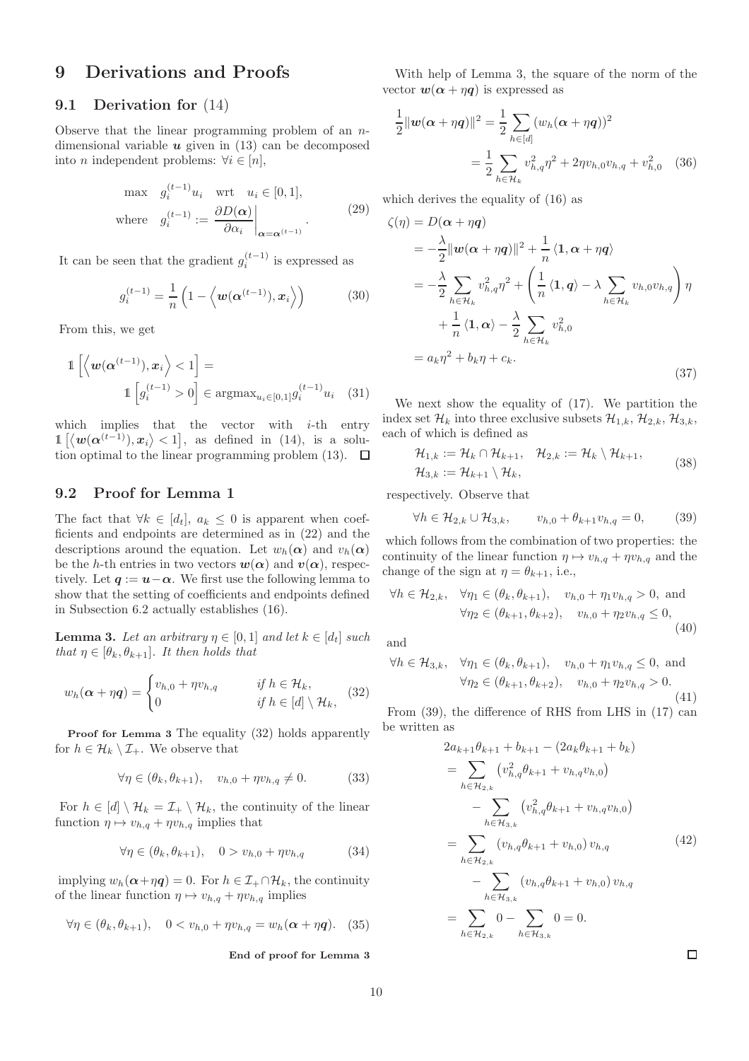# 9 Derivations and Proofs

## 9.1 Derivation for (14)

Observe that the linear programming problem of an $n$-dimensional variable $\boldsymbol{u}$ given in (13) can be decomposed into $n$ independent problems: $\forall i \in [n]$,

$$
\begin{aligned}
&\max \quad g_i^{(t-1)} u_i \quad \text{wrt} \quad u_i \in [0,1], \\
&\text{where} \quad g_i^{(t-1)} := \left.\frac{\partial D(\boldsymbol{\alpha})}{\partial \alpha_i}\right|_{\boldsymbol{\alpha}=\boldsymbol{\alpha}^{(t-1)}}.
\end{aligned} \tag{29}
$$

It can be seen that the gradient $g_i^{(t-1)}$ is expressed as

$$
g_i^{(t-1)} = \frac{1}{n}\left(1 - \left\langle \boldsymbol{w}(\boldsymbol{\alpha}^{(t-1)}), \boldsymbol{x}_i \right\rangle\right) \tag{30}
$$

From this, we get

$$
\mathbb{1}\left[\left\langle \boldsymbol{w}(\boldsymbol{\alpha}^{(t-1)}), \boldsymbol{x}_i \right\rangle < 1\right] = \mathbb{1}\left[g_i^{(t-1)} > 0\right] \in \operatorname{argmax}_{u_i \in [0,1]} g_i^{(t-1)} u_i \tag{31}
$$

which implies that the vector with $i$-th entry $\mathbb{1}\left[\left\langle \boldsymbol{w}(\boldsymbol{\alpha}^{(t-1)}), \boldsymbol{x}_i \right\rangle < 1\right]$, as defined in (14), is a solution optimal to the linear programming problem (13). $\square$

## 9.2 Proof for Lemma 1

The fact that $\forall k \in [d_t]$, $a_k \leq 0$ is apparent when coefficients and endpoints are determined as in (22) and the descriptions around the equation. Let $w_h(\boldsymbol{\alpha})$ and $v_h(\boldsymbol{\alpha})$ be the $h$-th entries in two vectors $\boldsymbol{w}(\boldsymbol{\alpha})$ and $\boldsymbol{v}(\boldsymbol{\alpha})$, respectively. Let $\boldsymbol{q} := \boldsymbol{u} - \boldsymbol{\alpha}$. We first use the following lemma to show that the setting of coefficients and endpoints defined in Subsection 6.2 actually establishes (16).

**Lemma 3.** *Let an arbitrary $\eta \in [0,1]$ and let $k \in [d_t]$ such that $\eta \in [\theta_k, \theta_{k+1}]$. It then holds that*

$$
w_h(\boldsymbol{\alpha} + \eta \boldsymbol{q}) = \begin{cases} v_{h,0} + \eta v_{h,q} & \text{if } h \in \mathcal{H}_k, \\ 0 & \text{if } h \in [d] \setminus \mathcal{H}_k, \end{cases} \tag{32}
$$

**Proof for Lemma 3** The equality (32) holds apparently for $h \in \mathcal{H}_k \setminus \mathcal{I}_+$. We observe that

$$
\forall \eta \in (\theta_k, \theta_{k+1}), \quad v_{h,0} + \eta v_{h,q} \neq 0. \tag{33}
$$

For $h \in [d] \setminus \mathcal{H}_k = \mathcal{I}_+ \setminus \mathcal{H}_k$, the continuity of the linear function $\eta \mapsto v_{h,q} + \eta v_{h,q}$ implies that

$$
\forall \eta \in (\theta_k, \theta_{k+1}), \quad 0 > v_{h,0} + \eta v_{h,q} \tag{34}
$$

implying $w_h(\boldsymbol{\alpha} + \eta \boldsymbol{q}) = 0$. For $h \in \mathcal{I}_+ \cap \mathcal{H}_k$, the continuity of the linear function $\eta \mapsto v_{h,q} + \eta v_{h,q}$ implies

$$
\forall \eta \in (\theta_k, \theta_{k+1}), \quad 0 < v_{h,0} + \eta v_{h,q} = w_h(\boldsymbol{\alpha} + \eta \boldsymbol{q}). \tag{35}
$$

**End of proof for Lemma 3**

With help of Lemma 3, the square of the norm of the vector $\boldsymbol{w}(\boldsymbol{\alpha} + \eta \boldsymbol{q})$ is expressed as

$$
\begin{aligned}
\frac{1}{2}\|\boldsymbol{w}(\boldsymbol{\alpha} + \eta \boldsymbol{q})\|^2 &= \frac{1}{2}\sum_{h \in [d]} (w_h(\boldsymbol{\alpha} + \eta \boldsymbol{q}))^2 \\
&= \frac{1}{2}\sum_{h \in \mathcal{H}_k} v_{h,q}^2 \eta^2 + 2\eta v_{h,0} v_{h,q} + v_{h,0}^2
\end{aligned} \tag{36}
$$

which derives the equality of (16) as

$$
\begin{aligned}
\zeta(\eta) &= D(\boldsymbol{\alpha} + \eta \boldsymbol{q}) \\
&= -\frac{\lambda}{2}\|\boldsymbol{w}(\boldsymbol{\alpha} + \eta \boldsymbol{q})\|^2 + \frac{1}{n}\langle \mathbf{1}, \boldsymbol{\alpha} + \eta \boldsymbol{q} \rangle \\
&= -\frac{\lambda}{2}\sum_{h \in \mathcal{H}_k} v_{h,q}^2 \eta^2 + \left(\frac{1}{n}\langle \mathbf{1}, \boldsymbol{q} \rangle - \lambda \sum_{h \in \mathcal{H}_k} v_{h,0} v_{h,q}\right)\eta \\
&\quad + \frac{1}{n}\langle \mathbf{1}, \boldsymbol{\alpha} \rangle - \frac{\lambda}{2}\sum_{h \in \mathcal{H}_k} v_{h,0}^2 \\
&= a_k \eta^2 + b_k \eta + c_k.
\end{aligned} \tag{37}
$$

We next show the three equality of (17). We partition the index set $\mathcal{H}_k$ into three exclusive subsets $\mathcal{H}_{1,k}$, $\mathcal{H}_{2,k}$, $\mathcal{H}_{3,k}$, each of which is defined as

$$
\begin{aligned}
&\mathcal{H}_{1,k} := \mathcal{H}_k \cap \mathcal{H}_{k+1}, \quad \mathcal{H}_{2,k} := \mathcal{H}_k \setminus \mathcal{H}_{k+1}, \\
&\mathcal{H}_{3,k} := \mathcal{H}_{k+1} \setminus \mathcal{H}_k,
\end{aligned} \tag{38}
$$

respectively. Observe that

$$
\forall h \in \mathcal{H}_{2,k} \cup \mathcal{H}_{3,k}, \qquad v_{h,0} + \theta_{k+1} v_{h,q} = 0, \tag{39}
$$

which follows from the combination of two properties: the continuity of the linear function $\eta \mapsto v_{h,q} + \eta v_{h,q}$ and the change of the sign at $\eta = \theta_{k+1}$, i.e.,

$$
\begin{aligned}
\forall h \in \mathcal{H}_{2,k}, \quad &\forall \eta_1 \in (\theta_k, \theta_{k+1}), \quad v_{h,0} + \eta_1 v_{h,q} > 0, \text{ and} \\
&\forall \eta_2 \in (\theta_{k+1}, \theta_{k+2}), \quad v_{h,0} + \eta_2 v_{h,q} \leq 0,
\end{aligned} \tag{40}
$$

and

$$
\begin{aligned}
\forall h \in \mathcal{H}_{3,k}, \quad &\forall \eta_1 \in (\theta_k, \theta_{k+1}), \quad v_{h,0} + \eta_1 v_{h,q} \leq 0, \text{ and} \\
&\forall \eta_2 \in (\theta_{k+1}, \theta_{k+2}), \quad v_{h,0} + \eta_2 v_{h,q} > 0.
\end{aligned} \tag{41}
$$

From (39), the difference of RHS from LHS in (17) can be written as

$$
\begin{aligned}
&2a_{k+1}\theta_{k+1} + b_{k+1} - (2a_k\theta_{k+1} + b_k) \\
&= \sum_{h \in \mathcal{H}_{2,k}} \left(v_{h,q}^2 \theta_{k+1} + v_{h,q} v_{h,0}\right) \\
&\quad - \sum_{h \in \mathcal{H}_{3,k}} \left(v_{h,q}^2 \theta_{k+1} + v_{h,q} v_{h,0}\right) \\
&= \sum_{h \in \mathcal{H}_{2,k}} \left(v_{h,q}\theta_{k+1} + v_{h,0}\right) v_{h,q} \\
&\quad - \sum_{h \in \mathcal{H}_{3,k}} \left(v_{h,q}\theta_{k+1} + v_{h,0}\right) v_{h,q} \\
&= \sum_{h \in \mathcal{H}_{2,k}} 0 - \sum_{h \in \mathcal{H}_{3,k}} 0 = 0.
\end{aligned} \tag{42}
$$

$\square$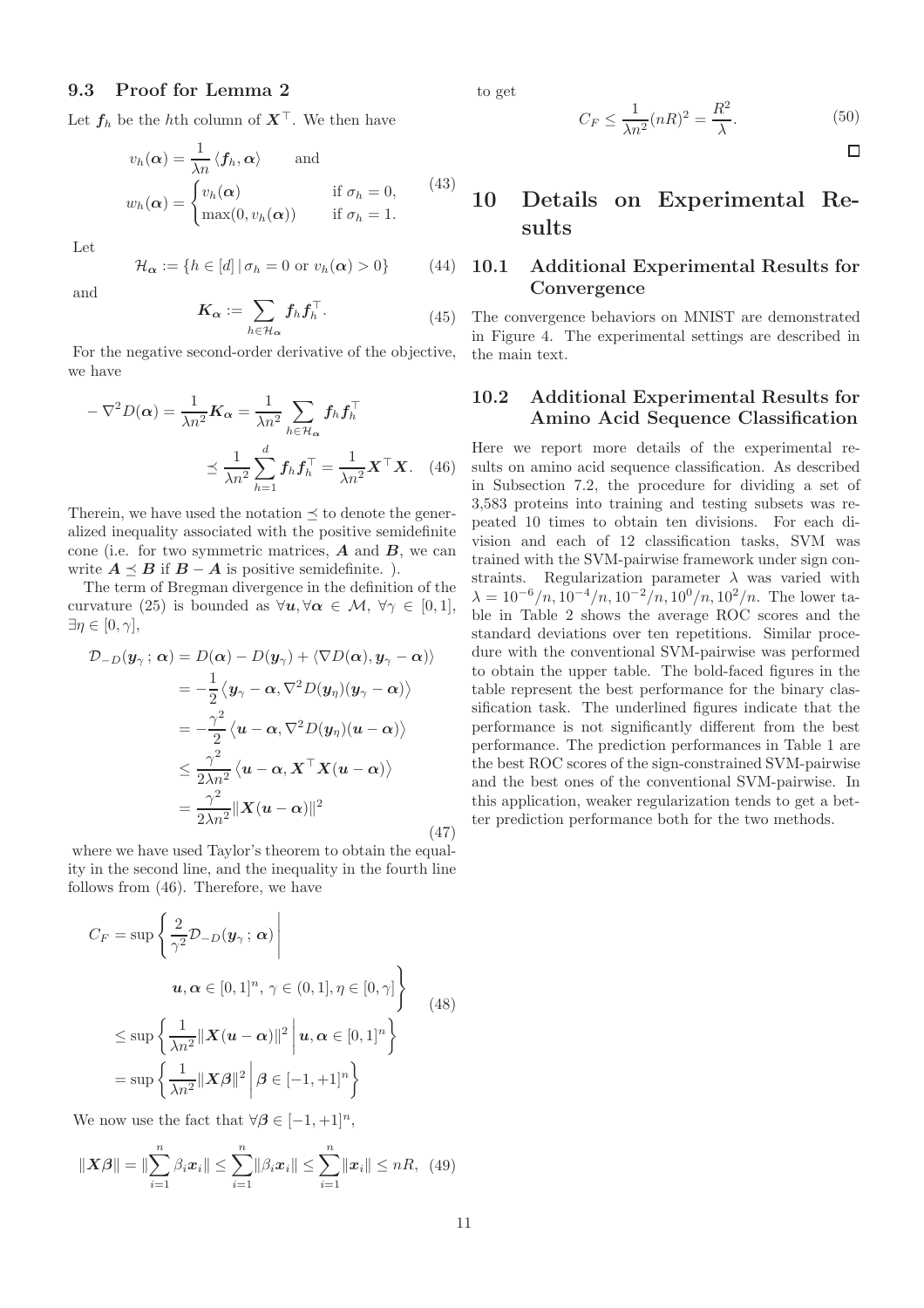## 9.3 Proof for Lemma 2

Let $\boldsymbol{f}_h$ be the $h$th column of $\boldsymbol{X}^\top$. We then have

$$v_h(\boldsymbol{\alpha}) = \frac{1}{\lambda n}\langle \boldsymbol{f}_h, \boldsymbol{\alpha}\rangle \qquad \text{and}$$
$$w_h(\boldsymbol{\alpha}) = \begin{cases} v_h(\boldsymbol{\alpha}) & \text{if } \sigma_h = 0, \\ \max(0, v_h(\boldsymbol{\alpha})) & \text{if } \sigma_h = 1. \end{cases} \tag{43}$$

Let

$$\mathcal{H}_{\boldsymbol{\alpha}} := \{h \in [d] \mid \sigma_h = 0 \text{ or } v_h(\boldsymbol{\alpha}) > 0\} \tag{44}$$

and

$$\boldsymbol{K}_{\boldsymbol{\alpha}} := \sum_{h \in \mathcal{H}_{\boldsymbol{\alpha}}} \boldsymbol{f}_h \boldsymbol{f}_h^\top. \tag{45}$$

For the negative second-order derivative of the objective, we have

$$-\nabla^2 D(\boldsymbol{\alpha}) = \frac{1}{\lambda n^2}\boldsymbol{K}_{\boldsymbol{\alpha}} = \frac{1}{\lambda n^2}\sum_{h \in \mathcal{H}_{\boldsymbol{\alpha}}} \boldsymbol{f}_h \boldsymbol{f}_h^\top \preceq \frac{1}{\lambda n^2}\sum_{h=1}^{d} \boldsymbol{f}_h \boldsymbol{f}_h^\top = \frac{1}{\lambda n^2}\boldsymbol{X}^\top \boldsymbol{X}. \tag{46}$$

Therein, we have used the notation $\preceq$ to denote the generalized inequality associated with the positive semidefinite cone (i.e. for two symmetric matrices, $\boldsymbol{A}$ and $\boldsymbol{B}$, we can write $\boldsymbol{A} \preceq \boldsymbol{B}$ if $\boldsymbol{B} - \boldsymbol{A}$ is positive semidefinite. ).

The term of Bregman divergence in the definition of the curvature (25) is bounded as $\forall \boldsymbol{u}, \forall \boldsymbol{\alpha} \in \mathcal{M}$, $\forall \gamma \in [0,1]$, $\exists \eta \in [0, \gamma]$,

$$\begin{aligned}
\mathcal{D}_{-D}(\boldsymbol{y}_\gamma\,;\,\boldsymbol{\alpha}) &= D(\boldsymbol{\alpha}) - D(\boldsymbol{y}_\gamma) + \langle \nabla D(\boldsymbol{\alpha}), \boldsymbol{y}_\gamma - \boldsymbol{\alpha}\rangle \\
&= -\frac{1}{2}\left\langle \boldsymbol{y}_\gamma - \boldsymbol{\alpha}, \nabla^2 D(\boldsymbol{y}_\eta)(\boldsymbol{y}_\gamma - \boldsymbol{\alpha})\right\rangle \\
&= -\frac{\gamma^2}{2}\left\langle \boldsymbol{u} - \boldsymbol{\alpha}, \nabla^2 D(\boldsymbol{y}_\eta)(\boldsymbol{u} - \boldsymbol{\alpha})\right\rangle \\
&\leq \frac{\gamma^2}{2\lambda n^2}\left\langle \boldsymbol{u} - \boldsymbol{\alpha}, \boldsymbol{X}^\top \boldsymbol{X}(\boldsymbol{u} - \boldsymbol{\alpha})\right\rangle \\
&= \frac{\gamma^2}{2\lambda n^2}\|\boldsymbol{X}(\boldsymbol{u} - \boldsymbol{\alpha})\|^2
\end{aligned} \tag{47}$$

where we have used Taylor's theorem to obtain the equality in the second line, and the inequality in the fourth line follows from (46). Therefore, we have

$$\begin{aligned}
C_F &= \sup\left\{ \frac{2}{\gamma^2}\mathcal{D}_{-D}(\boldsymbol{y}_\gamma\,;\,\boldsymbol{\alpha}) \,\middle|\, \boldsymbol{u}, \boldsymbol{\alpha} \in [0,1]^n,\, \gamma \in (0,1],\, \eta \in [0,\gamma] \right\} \\
&\leq \sup\left\{ \frac{1}{\lambda n^2}\|\boldsymbol{X}(\boldsymbol{u} - \boldsymbol{\alpha})\|^2 \,\middle|\, \boldsymbol{u}, \boldsymbol{\alpha} \in [0,1]^n \right\} \\
&= \sup\left\{ \frac{1}{\lambda n^2}\|\boldsymbol{X}\boldsymbol{\beta}\|^2 \,\middle|\, \boldsymbol{\beta} \in [-1,+1]^n \right\}
\end{aligned} \tag{48}$$

We now use the fact that $\forall \boldsymbol{\beta} \in [-1,+1]^n$,

$$\|\boldsymbol{X}\boldsymbol{\beta}\| = \|\sum_{i=1}^{n} \beta_i \boldsymbol{x}_i\| \leq \sum_{i=1}^{n}\|\beta_i \boldsymbol{x}_i\| \leq \sum_{i=1}^{n}\|\boldsymbol{x}_i\| \leq nR, \tag{49}$$

to get

$$C_F \leq \frac{1}{\lambda n^2}(nR)^2 = \frac{R^2}{\lambda}. \tag{50}$$

□

# 10 Details on Experimental Results

## 10.1 Additional Experimental Results for Convergence

The convergence behaviors on MNIST are demonstrated in Figure 4. The experimental settings are described in the main text.

## 10.2 Additional Experimental Results for Amino Acid Sequence Classification

Here we report more details of the experimental results on amino acid sequence classification. As described in Subsection 7.2, the procedure for dividing a set of 3,583 proteins into training and testing subsets was repeated 10 times to obtain ten divisions. For each division and each of 12 classification tasks, SVM was trained with the SVM-pairwise framework under sign constraints. Regularization parameter $\lambda$ was varied with $\lambda = 10^{-6}/n, 10^{-4}/n, 10^{-2}/n, 10^{0}/n, 10^{2}/n$. The lower table in Table 2 shows the average ROC scores and the standard deviations over ten repetitions. Similar procedure with the conventional SVM-pairwise was performed to obtain the upper table. The bold-faced figures in the table represent the best performance for the binary classification task. The underlined figures indicate that the performance is not significantly different from the best performance. The prediction performances in Table 1 are the best ROC scores of the sign-constrained SVM-pairwise and the best ones of the conventional SVM-pairwise. In this application, weaker regularization tends to get a better prediction performance both for the two methods.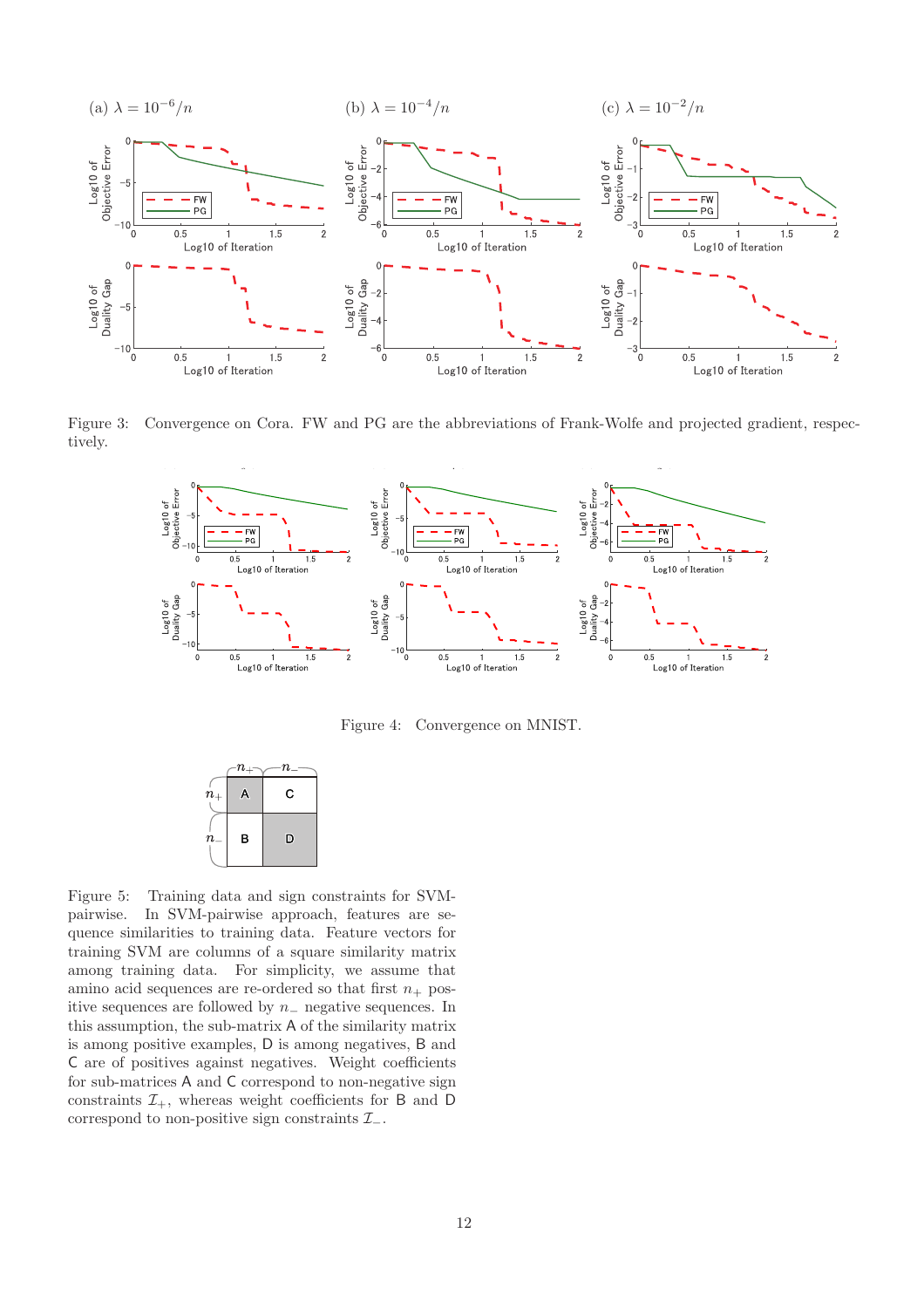Figure 3: Convergence on Cora. FW and PG are the abbreviations of Frank-Wolfe and projected gradient, respectively.

Figure 4: Convergence on MNIST.

Figure 5: Training data and sign constraints for SVM-pairwise. In SVM-pairwise approach, features are sequence similarities to training data. Feature vectors for training SVM are columns of a square similarity matrix among training data. For simplicity, we assume that amino acid sequences are re-ordered so that first $n_+$ positive sequences are followed by $n_-$ negative sequences. In this assumption, the sub-matrix A of the similarity matrix is among positive examples, D is among negatives, B and C are of positives against negatives. Weight coefficients for sub-matrices A and C correspond to non-negative sign constraints $\mathcal{I}_+$, whereas weight coefficients for B and D correspond to non-positive sign constraints $\mathcal{I}_-$.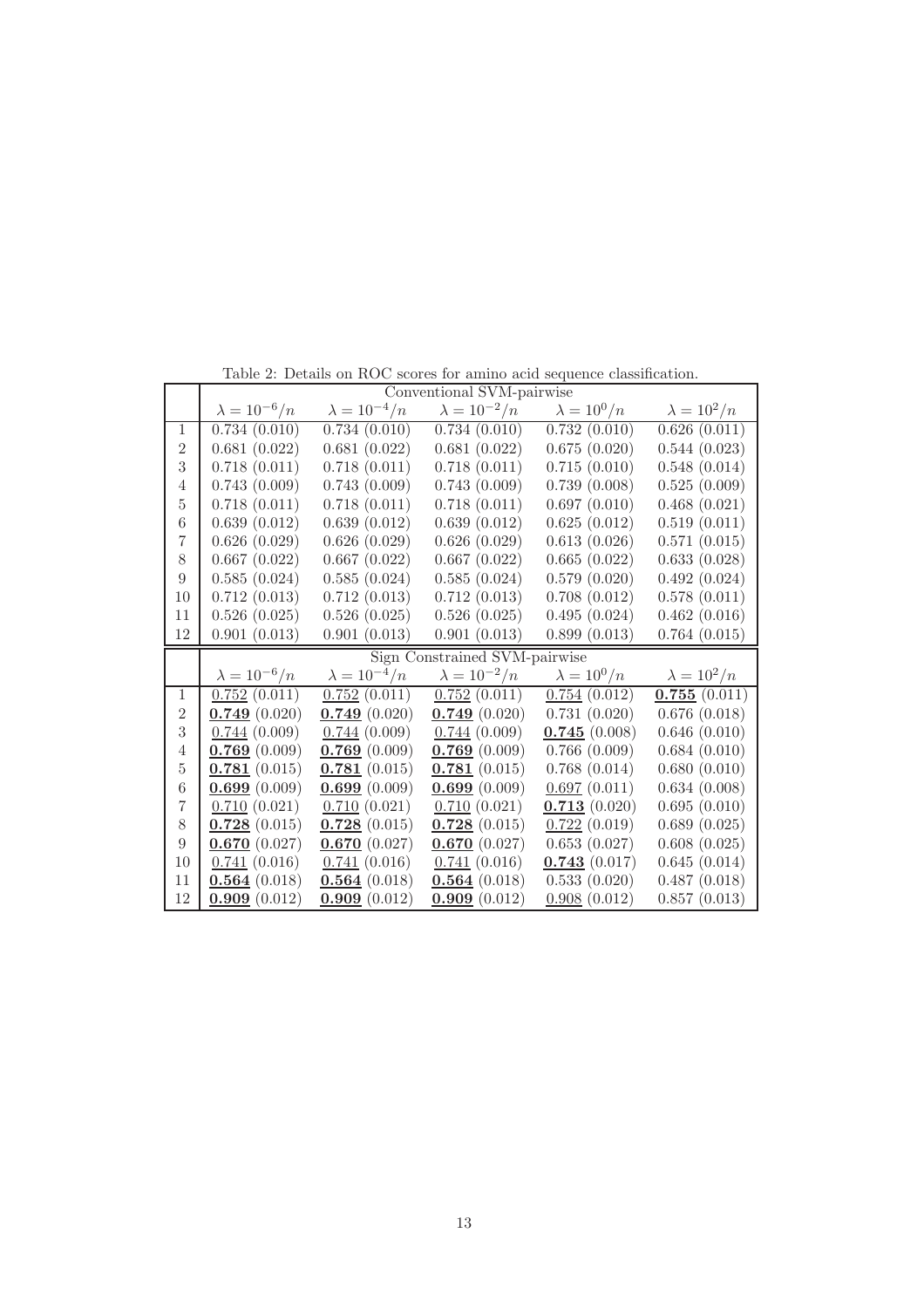Table 2: Details on ROC scores for amino acid sequence classification.

| | Conventional SVM-pairwise | | | | |
|---|---|---|---|---|---|
| | $\lambda = 10^{-6}/n$ | $\lambda = 10^{-4}/n$ | $\lambda = 10^{-2}/n$ | $\lambda = 10^{0}/n$ | $\lambda = 10^{2}/n$ |
| 1 | 0.734 (0.010) | 0.734 (0.010) | 0.734 (0.010) | 0.732 (0.010) | 0.626 (0.011) |
| 2 | 0.681 (0.022) | 0.681 (0.022) | 0.681 (0.022) | 0.675 (0.020) | 0.544 (0.023) |
| 3 | 0.718 (0.011) | 0.718 (0.011) | 0.718 (0.011) | 0.715 (0.010) | 0.548 (0.014) |
| 4 | 0.743 (0.009) | 0.743 (0.009) | 0.743 (0.009) | 0.739 (0.008) | 0.525 (0.009) |
| 5 | 0.718 (0.011) | 0.718 (0.011) | 0.718 (0.011) | 0.697 (0.010) | 0.468 (0.021) |
| 6 | 0.639 (0.012) | 0.639 (0.012) | 0.639 (0.012) | 0.625 (0.012) | 0.519 (0.011) |
| 7 | 0.626 (0.029) | 0.626 (0.029) | 0.626 (0.029) | 0.613 (0.026) | 0.571 (0.015) |
| 8 | 0.667 (0.022) | 0.667 (0.022) | 0.667 (0.022) | 0.665 (0.022) | 0.633 (0.028) |
| 9 | 0.585 (0.024) | 0.585 (0.024) | 0.585 (0.024) | 0.579 (0.020) | 0.492 (0.024) |
| 10 | 0.712 (0.013) | 0.712 (0.013) | 0.712 (0.013) | 0.708 (0.012) | 0.578 (0.011) |
| 11 | 0.526 (0.025) | 0.526 (0.025) | 0.526 (0.025) | 0.495 (0.024) | 0.462 (0.016) |
| 12 | 0.901 (0.013) | 0.901 (0.013) | 0.901 (0.013) | 0.899 (0.013) | 0.764 (0.015) |
| | **Sign Constrained SVM-pairwise** | | | | |
| | $\lambda = 10^{-6}/n$ | $\lambda = 10^{-4}/n$ | $\lambda = 10^{-2}/n$ | $\lambda = 10^{0}/n$ | $\lambda = 10^{2}/n$ |
| 1 | 0.752 (0.011) | 0.752 (0.011) | 0.752 (0.011) | 0.754 (0.012) | **0.755** (0.011) |
| 2 | **0.749** (0.020) | **0.749** (0.020) | **0.749** (0.020) | 0.731 (0.020) | 0.676 (0.018) |
| 3 | 0.744 (0.009) | 0.744 (0.009) | 0.744 (0.009) | **0.745** (0.008) | 0.646 (0.010) |
| 4 | **0.769** (0.009) | **0.769** (0.009) | **0.769** (0.009) | 0.766 (0.009) | 0.684 (0.010) |
| 5 | **0.781** (0.015) | **0.781** (0.015) | **0.781** (0.015) | 0.768 (0.014) | 0.680 (0.010) |
| 6 | **0.699** (0.009) | **0.699** (0.009) | **0.699** (0.009) | 0.697 (0.011) | 0.634 (0.008) |
| 7 | 0.710 (0.021) | 0.710 (0.021) | 0.710 (0.021) | **0.713** (0.020) | 0.695 (0.010) |
| 8 | **0.728** (0.015) | **0.728** (0.015) | **0.728** (0.015) | 0.722 (0.019) | 0.689 (0.025) |
| 9 | **0.670** (0.027) | **0.670** (0.027) | **0.670** (0.027) | 0.653 (0.027) | 0.608 (0.025) |
| 10 | 0.741 (0.016) | 0.741 (0.016) | 0.741 (0.016) | **0.743** (0.017) | 0.645 (0.014) |
| 11 | **0.564** (0.018) | **0.564** (0.018) | **0.564** (0.018) | 0.533 (0.020) | 0.487 (0.018) |
| 12 | **0.909** (0.012) | **0.909** (0.012) | **0.909** (0.012) | 0.908 (0.012) | 0.857 (0.013) |